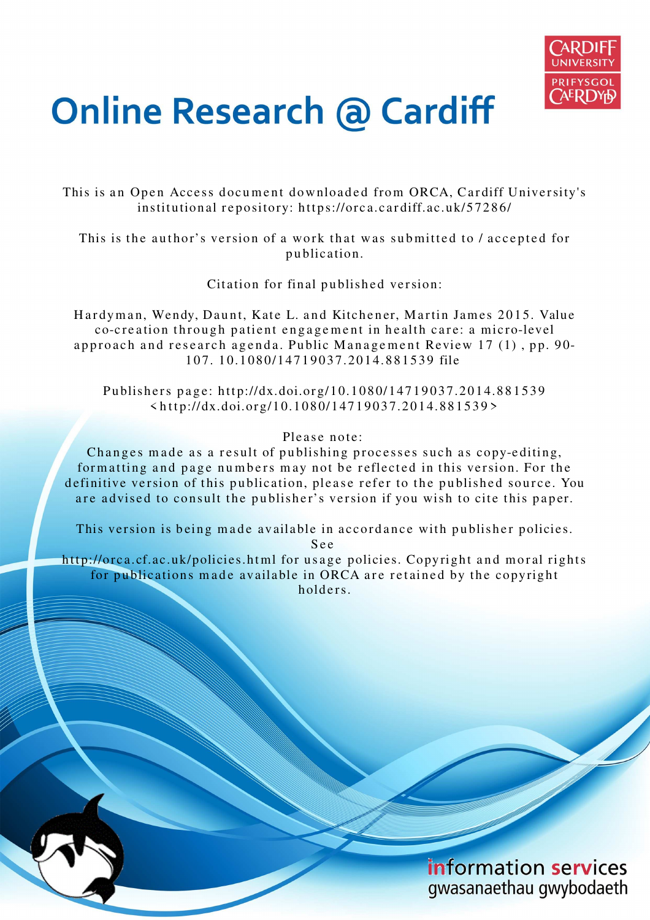# Online Research @ Cardiff

This is an Open Access document downloaded from ORCA, Cardiff University's institutional repository: https://orca.cardiff.ac.uk/57286/

This is the author's version of a work that was submitted to / accepted for publication.

Citation for final published version:

Hardyman, Wendy, Daunt, Kate L. and Kitchener, Martin James 2015. Value co-creation through patient engagement in health care: a micro-level approach and research agenda. Public Management Review 17 (1) , pp. 90-107. 10.1080/14719037.2014.881539 file

Publishers page: http://dx.doi.org/10.1080/14719037.2014.881539 <http://dx.doi.org/10.1080/14719037.2014.881539>

Please note:
Changes made as a result of publishing processes such as copy-editing, formatting and page numbers may not be reflected in this version. For the definitive version of this publication, please refer to the published source. You are advised to consult the publisher's version if you wish to cite this paper.

This version is being made available in accordance with publisher policies. See http://orca.cf.ac.uk/policies.html for usage policies. Copyright and moral rights for publications made available in ORCA are retained by the copyright holders.

information services
gwasanaethau gwybodaeth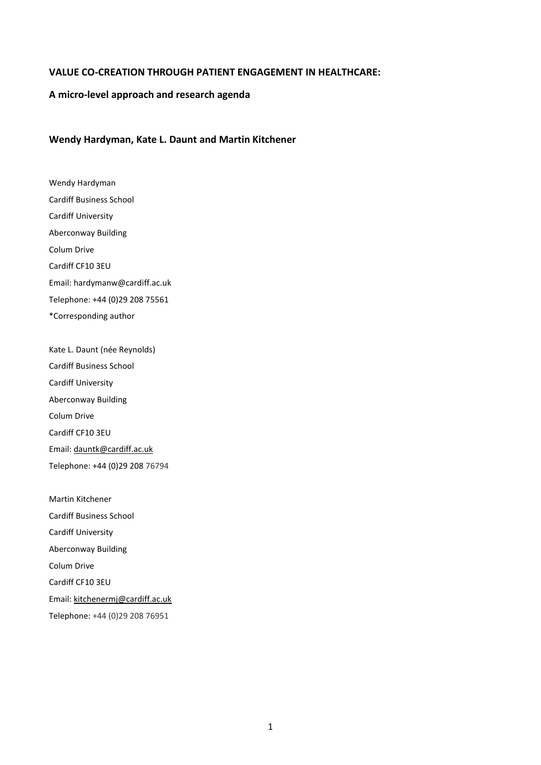**VALUE CO-CREATION THROUGH PATIENT ENGAGEMENT IN HEALTHCARE:**

**A micro-level approach and research agenda**

**Wendy Hardyman, Kate L. Daunt and Martin Kitchener**

Wendy Hardyman
Cardiff Business School
Cardiff University
Aberconway Building
Colum Drive
Cardiff CF10 3EU
Email: hardymanw@cardiff.ac.uk
Telephone: +44 (0)29 208 75561
*Corresponding author

Kate L. Daunt (née Reynolds)
Cardiff Business School
Cardiff University
Aberconway Building
Colum Drive
Cardiff CF10 3EU
Email: dauntk@cardiff.ac.uk
Telephone: +44 (0)29 208 76794

Martin Kitchener
Cardiff Business School
Cardiff University
Aberconway Building
Colum Drive
Cardiff CF10 3EU
Email: kitchenermj@cardiff.ac.uk
Telephone: +44 (0)29 208 76951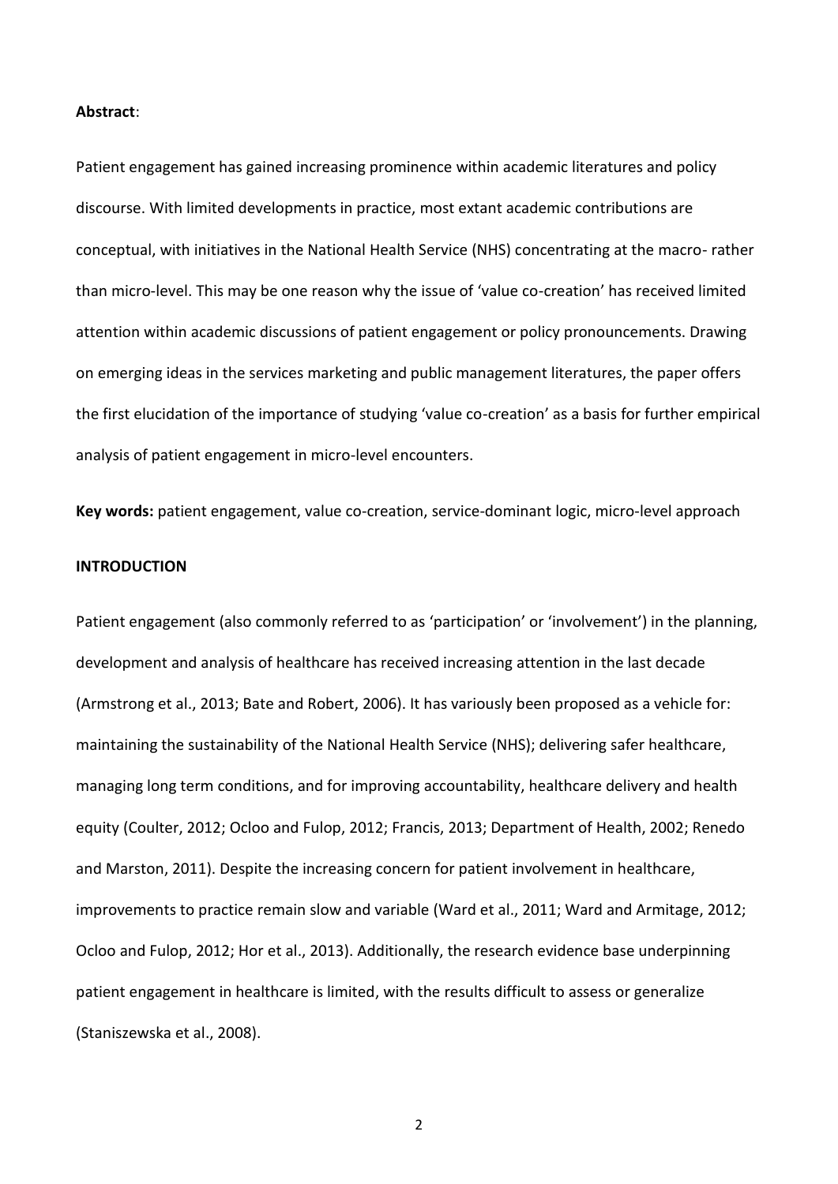**Abstract**:

Patient engagement has gained increasing prominence within academic literatures and policy discourse. With limited developments in practice, most extant academic contributions are conceptual, with initiatives in the National Health Service (NHS) concentrating at the macro- rather than micro-level. This may be one reason why the issue of 'value co-creation' has received limited attention within academic discussions of patient engagement or policy pronouncements. Drawing on emerging ideas in the services marketing and public management literatures, the paper offers the first elucidation of the importance of studying 'value co-creation' as a basis for further empirical analysis of patient engagement in micro-level encounters.

**Key words:** patient engagement, value co-creation, service-dominant logic, micro-level approach

## INTRODUCTION

Patient engagement (also commonly referred to as 'participation' or 'involvement') in the planning, development and analysis of healthcare has received increasing attention in the last decade (Armstrong et al., 2013; Bate and Robert, 2006). It has variously been proposed as a vehicle for: maintaining the sustainability of the National Health Service (NHS); delivering safer healthcare, managing long term conditions, and for improving accountability, healthcare delivery and health equity (Coulter, 2012; Ocloo and Fulop, 2012; Francis, 2013; Department of Health, 2002; Renedo and Marston, 2011). Despite the increasing concern for patient involvement in healthcare, improvements to practice remain slow and variable (Ward et al., 2011; Ward and Armitage, 2012; Ocloo and Fulop, 2012; Hor et al., 2013). Additionally, the research evidence base underpinning patient engagement in healthcare is limited, with the results difficult to assess or generalize (Staniszewska et al., 2008).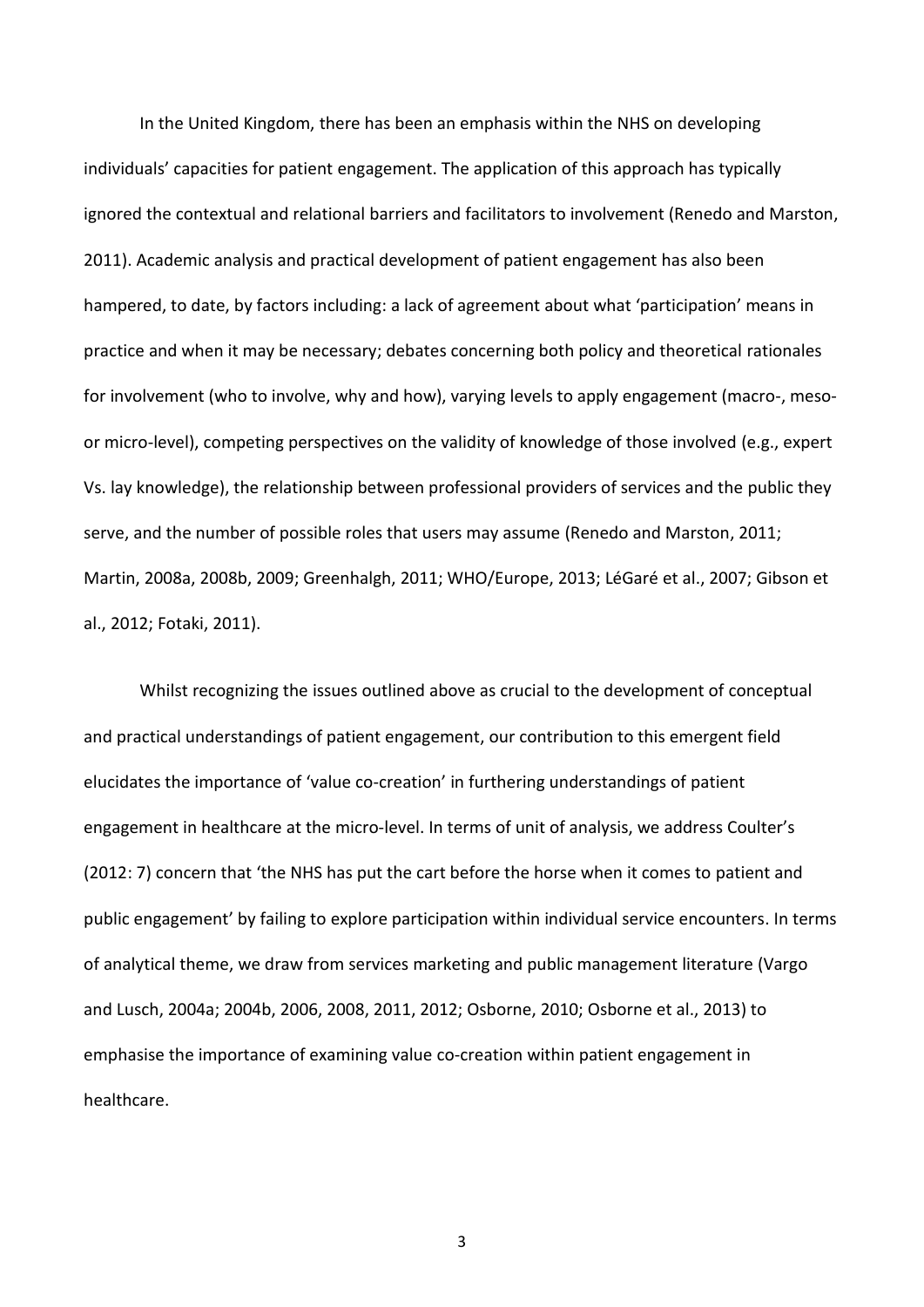In the United Kingdom, there has been an emphasis within the NHS on developing individuals' capacities for patient engagement. The application of this approach has typically ignored the contextual and relational barriers and facilitators to involvement (Renedo and Marston, 2011). Academic analysis and practical development of patient engagement has also been hampered, to date, by factors including: a lack of agreement about what 'participation' means in practice and when it may be necessary; debates concerning both policy and theoretical rationales for involvement (who to involve, why and how), varying levels to apply engagement (macro-, meso- or micro-level), competing perspectives on the validity of knowledge of those involved (e.g., expert Vs. lay knowledge), the relationship between professional providers of services and the public they serve, and the number of possible roles that users may assume (Renedo and Marston, 2011; Martin, 2008a, 2008b, 2009; Greenhalgh, 2011; WHO/Europe, 2013; LéGaré et al., 2007; Gibson et al., 2012; Fotaki, 2011).

Whilst recognizing the issues outlined above as crucial to the development of conceptual and practical understandings of patient engagement, our contribution to this emergent field elucidates the importance of 'value co-creation' in furthering understandings of patient engagement in healthcare at the micro-level. In terms of unit of analysis, we address Coulter's (2012: 7) concern that 'the NHS has put the cart before the horse when it comes to patient and public engagement' by failing to explore participation within individual service encounters. In terms of analytical theme, we draw from services marketing and public management literature (Vargo and Lusch, 2004a; 2004b, 2006, 2008, 2011, 2012; Osborne, 2010; Osborne et al., 2013) to emphasise the importance of examining value co-creation within patient engagement in healthcare.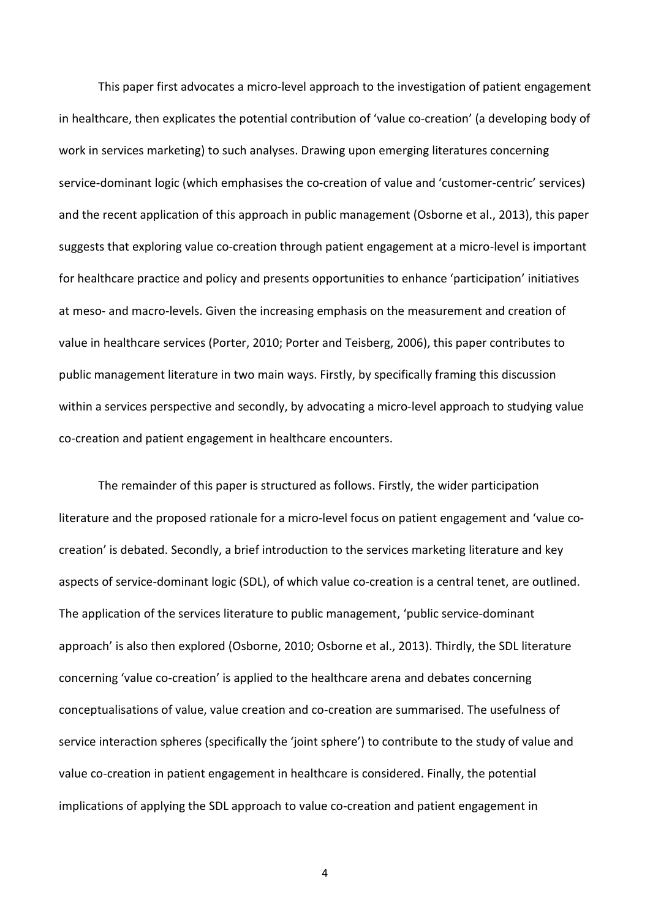This paper first advocates a micro-level approach to the investigation of patient engagement in healthcare, then explicates the potential contribution of 'value co-creation' (a developing body of work in services marketing) to such analyses. Drawing upon emerging literatures concerning service-dominant logic (which emphasises the co-creation of value and 'customer-centric' services) and the recent application of this approach in public management (Osborne et al., 2013), this paper suggests that exploring value co-creation through patient engagement at a micro-level is important for healthcare practice and policy and presents opportunities to enhance 'participation' initiatives at meso- and macro-levels. Given the increasing emphasis on the measurement and creation of value in healthcare services (Porter, 2010; Porter and Teisberg, 2006), this paper contributes to public management literature in two main ways. Firstly, by specifically framing this discussion within a services perspective and secondly, by advocating a micro-level approach to studying value co-creation and patient engagement in healthcare encounters.

The remainder of this paper is structured as follows. Firstly, the wider participation literature and the proposed rationale for a micro-level focus on patient engagement and 'value co-creation' is debated. Secondly, a brief introduction to the services marketing literature and key aspects of service-dominant logic (SDL), of which value co-creation is a central tenet, are outlined. The application of the services literature to public management, 'public service-dominant approach' is also then explored (Osborne, 2010; Osborne et al., 2013). Thirdly, the SDL literature concerning 'value co-creation' is applied to the healthcare arena and debates concerning conceptualisations of value, value creation and co-creation are summarised. The usefulness of service interaction spheres (specifically the 'joint sphere') to contribute to the study of value and value co-creation in patient engagement in healthcare is considered. Finally, the potential implications of applying the SDL approach to value co-creation and patient engagement in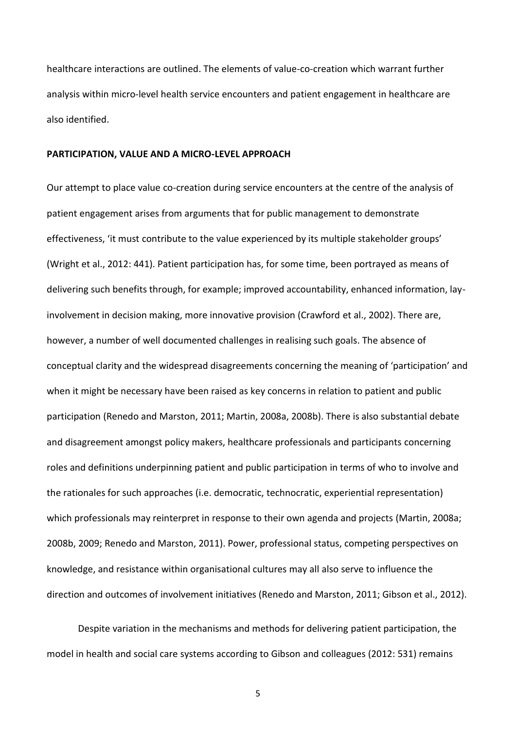healthcare interactions are outlined. The elements of value-co-creation which warrant further analysis within micro-level health service encounters and patient engagement in healthcare are also identified.

## PARTICIPATION, VALUE AND A MICRO-LEVEL APPROACH

Our attempt to place value co-creation during service encounters at the centre of the analysis of patient engagement arises from arguments that for public management to demonstrate effectiveness, 'it must contribute to the value experienced by its multiple stakeholder groups' (Wright et al., 2012: 441). Patient participation has, for some time, been portrayed as means of delivering such benefits through, for example; improved accountability, enhanced information, lay-involvement in decision making, more innovative provision (Crawford et al., 2002). There are, however, a number of well documented challenges in realising such goals. The absence of conceptual clarity and the widespread disagreements concerning the meaning of 'participation' and when it might be necessary have been raised as key concerns in relation to patient and public participation (Renedo and Marston, 2011; Martin, 2008a, 2008b). There is also substantial debate and disagreement amongst policy makers, healthcare professionals and participants concerning roles and definitions underpinning patient and public participation in terms of who to involve and the rationales for such approaches (i.e. democratic, technocratic, experiential representation) which professionals may reinterpret in response to their own agenda and projects (Martin, 2008a; 2008b, 2009; Renedo and Marston, 2011). Power, professional status, competing perspectives on knowledge, and resistance within organisational cultures may all also serve to influence the direction and outcomes of involvement initiatives (Renedo and Marston, 2011; Gibson et al., 2012).

Despite variation in the mechanisms and methods for delivering patient participation, the model in health and social care systems according to Gibson and colleagues (2012: 531) remains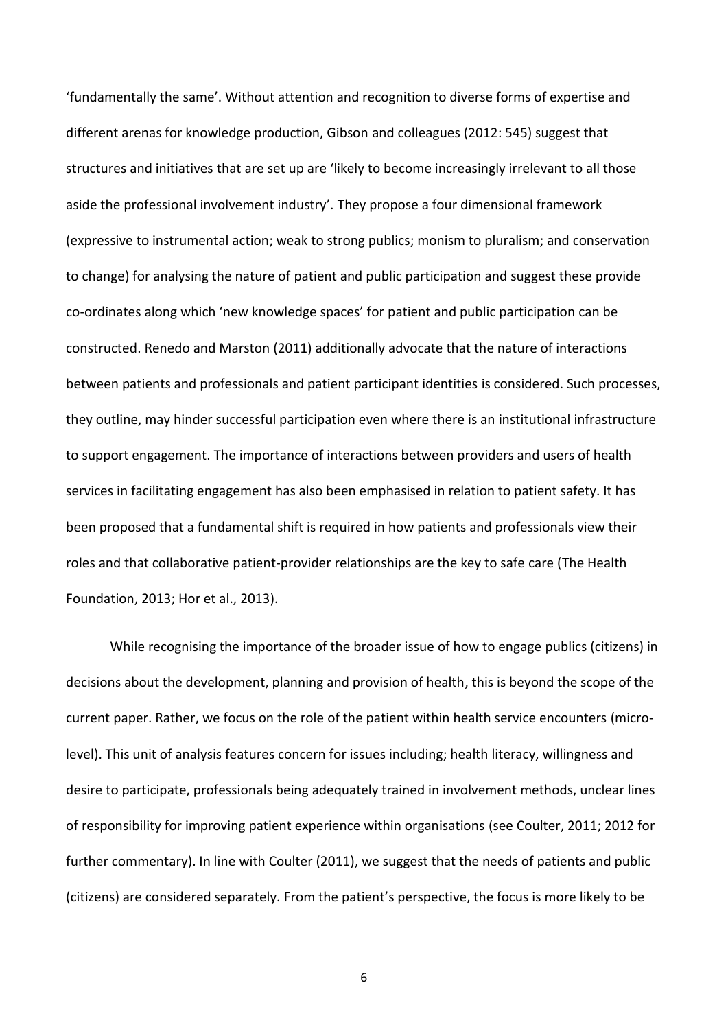'fundamentally the same'. Without attention and recognition to diverse forms of expertise and different arenas for knowledge production, Gibson and colleagues (2012: 545) suggest that structures and initiatives that are set up are 'likely to become increasingly irrelevant to all those aside the professional involvement industry'. They propose a four dimensional framework (expressive to instrumental action; weak to strong publics; monism to pluralism; and conservation to change) for analysing the nature of patient and public participation and suggest these provide co-ordinates along which 'new knowledge spaces' for patient and public participation can be constructed. Renedo and Marston (2011) additionally advocate that the nature of interactions between patients and professionals and patient participant identities is considered. Such processes, they outline, may hinder successful participation even where there is an institutional infrastructure to support engagement. The importance of interactions between providers and users of health services in facilitating engagement has also been emphasised in relation to patient safety. It has been proposed that a fundamental shift is required in how patients and professionals view their roles and that collaborative patient-provider relationships are the key to safe care (The Health Foundation, 2013; Hor et al., 2013).

While recognising the importance of the broader issue of how to engage publics (citizens) in decisions about the development, planning and provision of health, this is beyond the scope of the current paper. Rather, we focus on the role of the patient within health service encounters (micro-level). This unit of analysis features concern for issues including; health literacy, willingness and desire to participate, professionals being adequately trained in involvement methods, unclear lines of responsibility for improving patient experience within organisations (see Coulter, 2011; 2012 for further commentary). In line with Coulter (2011), we suggest that the needs of patients and public (citizens) are considered separately. From the patient's perspective, the focus is more likely to be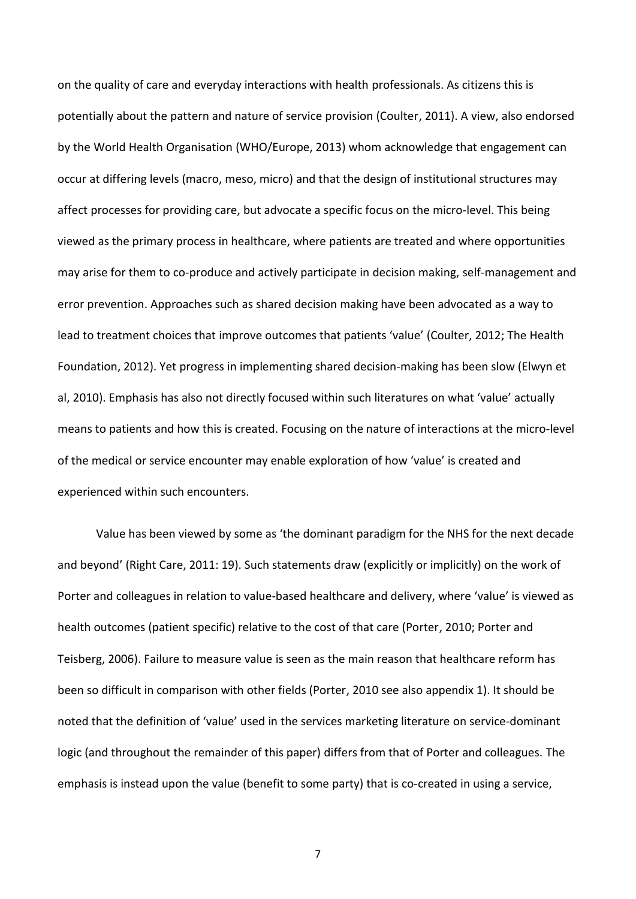on the quality of care and everyday interactions with health professionals. As citizens this is potentially about the pattern and nature of service provision (Coulter, 2011). A view, also endorsed by the World Health Organisation (WHO/Europe, 2013) whom acknowledge that engagement can occur at differing levels (macro, meso, micro) and that the design of institutional structures may affect processes for providing care, but advocate a specific focus on the micro-level. This being viewed as the primary process in healthcare, where patients are treated and where opportunities may arise for them to co-produce and actively participate in decision making, self-management and error prevention. Approaches such as shared decision making have been advocated as a way to lead to treatment choices that improve outcomes that patients 'value' (Coulter, 2012; The Health Foundation, 2012). Yet progress in implementing shared decision-making has been slow (Elwyn et al, 2010). Emphasis has also not directly focused within such literatures on what 'value' actually means to patients and how this is created. Focusing on the nature of interactions at the micro-level of the medical or service encounter may enable exploration of how 'value' is created and experienced within such encounters.

Value has been viewed by some as 'the dominant paradigm for the NHS for the next decade and beyond' (Right Care, 2011: 19). Such statements draw (explicitly or implicitly) on the work of Porter and colleagues in relation to value-based healthcare and delivery, where 'value' is viewed as health outcomes (patient specific) relative to the cost of that care (Porter, 2010; Porter and Teisberg, 2006). Failure to measure value is seen as the main reason that healthcare reform has been so difficult in comparison with other fields (Porter, 2010 see also appendix 1). It should be noted that the definition of 'value' used in the services marketing literature on service-dominant logic (and throughout the remainder of this paper) differs from that of Porter and colleagues. The emphasis is instead upon the value (benefit to some party) that is co-created in using a service,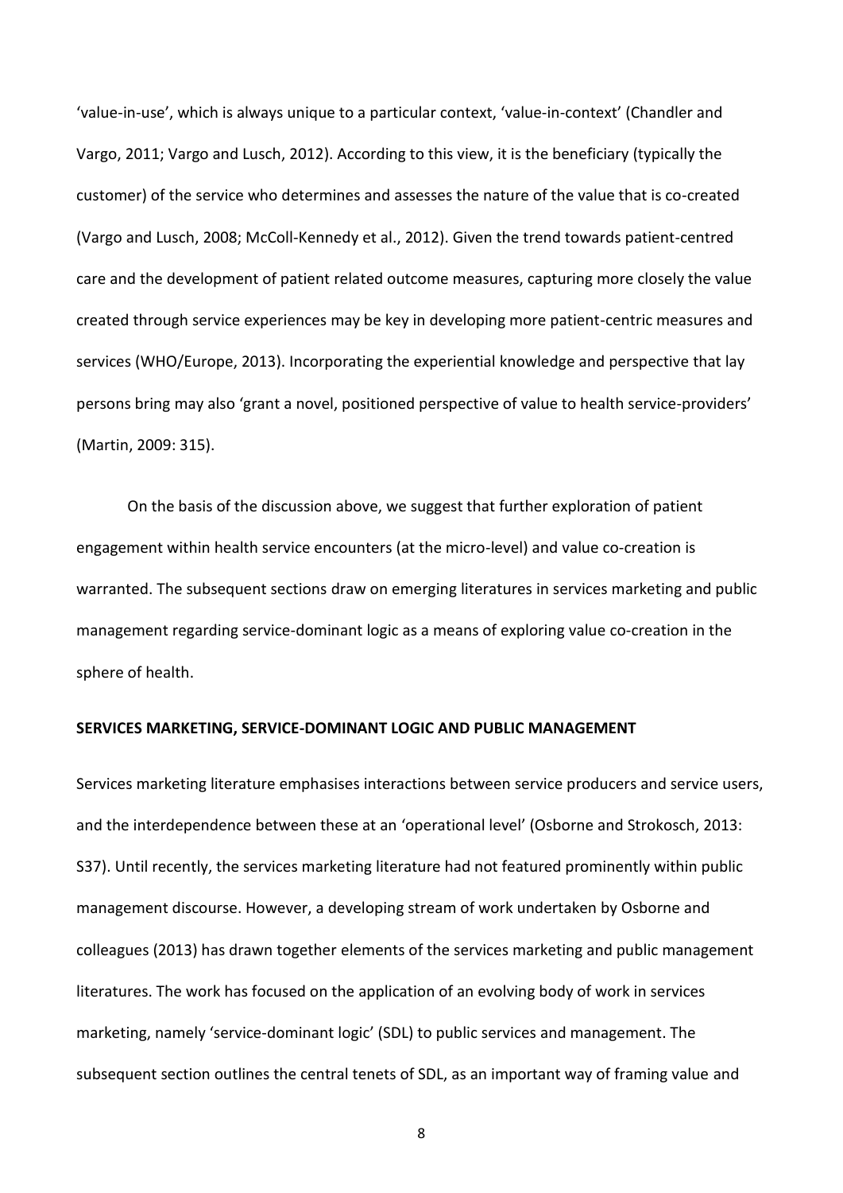'value-in-use', which is always unique to a particular context, 'value-in-context' (Chandler and Vargo, 2011; Vargo and Lusch, 2012). According to this view, it is the beneficiary (typically the customer) of the service who determines and assesses the nature of the value that is co-created (Vargo and Lusch, 2008; McColl-Kennedy et al., 2012). Given the trend towards patient-centred care and the development of patient related outcome measures, capturing more closely the value created through service experiences may be key in developing more patient-centric measures and services (WHO/Europe, 2013). Incorporating the experiential knowledge and perspective that lay persons bring may also 'grant a novel, positioned perspective of value to health service-providers' (Martin, 2009: 315).

On the basis of the discussion above, we suggest that further exploration of patient engagement within health service encounters (at the micro-level) and value co-creation is warranted. The subsequent sections draw on emerging literatures in services marketing and public management regarding service-dominant logic as a means of exploring value co-creation in the sphere of health.

## SERVICES MARKETING, SERVICE-DOMINANT LOGIC AND PUBLIC MANAGEMENT

Services marketing literature emphasises interactions between service producers and service users, and the interdependence between these at an 'operational level' (Osborne and Strokosch, 2013: S37). Until recently, the services marketing literature had not featured prominently within public management discourse. However, a developing stream of work undertaken by Osborne and colleagues (2013) has drawn together elements of the services marketing and public management literatures. The work has focused on the application of an evolving body of work in services marketing, namely 'service-dominant logic' (SDL) to public services and management. The subsequent section outlines the central tenets of SDL, as an important way of framing value and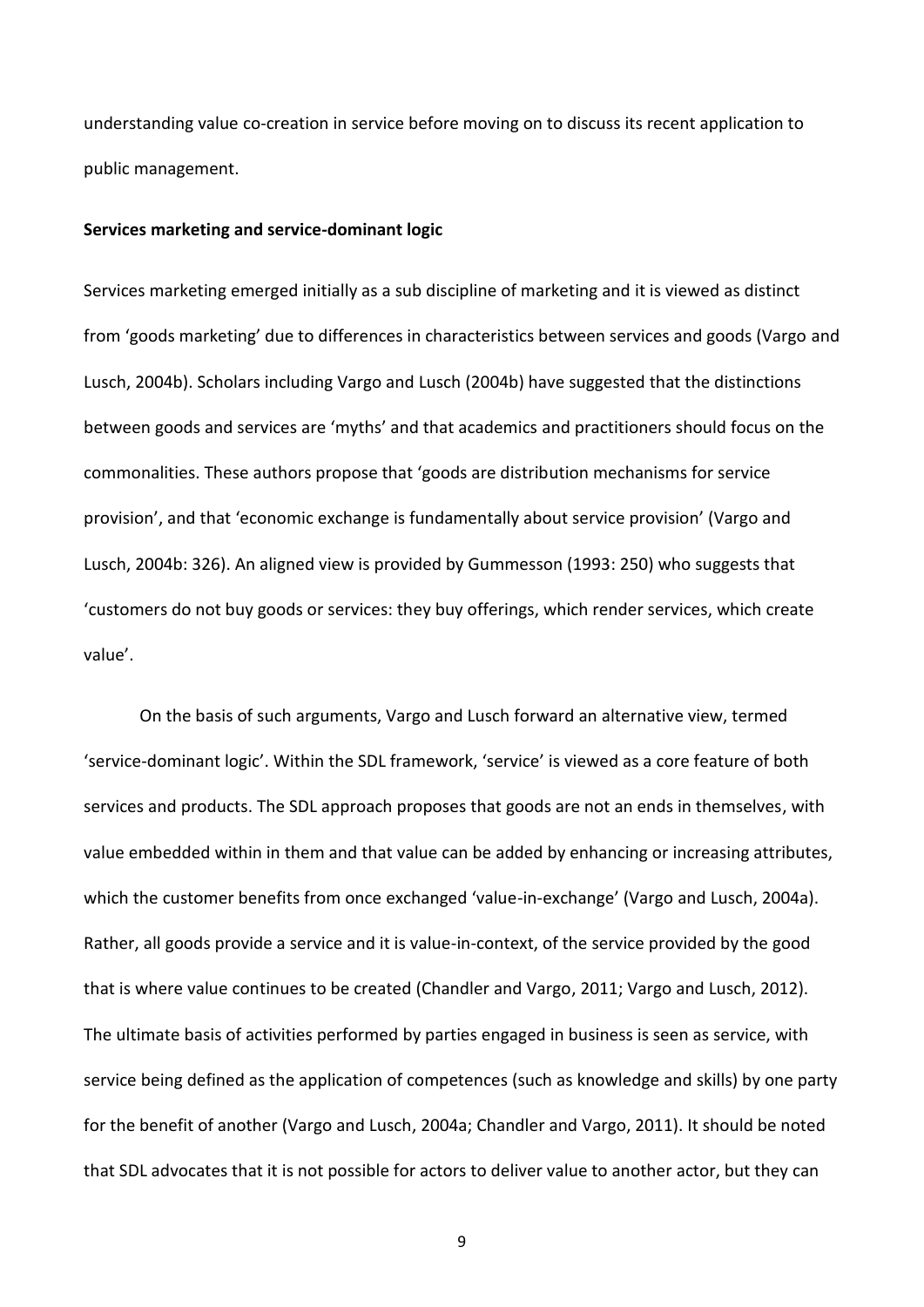understanding value co-creation in service before moving on to discuss its recent application to public management.

**Services marketing and service-dominant logic**

Services marketing emerged initially as a sub discipline of marketing and it is viewed as distinct from 'goods marketing' due to differences in characteristics between services and goods (Vargo and Lusch, 2004b). Scholars including Vargo and Lusch (2004b) have suggested that the distinctions between goods and services are 'myths' and that academics and practitioners should focus on the commonalities. These authors propose that 'goods are distribution mechanisms for service provision', and that 'economic exchange is fundamentally about service provision' (Vargo and Lusch, 2004b: 326). An aligned view is provided by Gummesson (1993: 250) who suggests that 'customers do not buy goods or services: they buy offerings, which render services, which create value'.

On the basis of such arguments, Vargo and Lusch forward an alternative view, termed 'service-dominant logic'. Within the SDL framework, 'service' is viewed as a core feature of both services and products. The SDL approach proposes that goods are not an ends in themselves, with value embedded within in them and that value can be added by enhancing or increasing attributes, which the customer benefits from once exchanged 'value-in-exchange' (Vargo and Lusch, 2004a). Rather, all goods provide a service and it is value-in-context, of the service provided by the good that is where value continues to be created (Chandler and Vargo, 2011; Vargo and Lusch, 2012). The ultimate basis of activities performed by parties engaged in business is seen as service, with service being defined as the application of competences (such as knowledge and skills) by one party for the benefit of another (Vargo and Lusch, 2004a; Chandler and Vargo, 2011). It should be noted that SDL advocates that it is not possible for actors to deliver value to another actor, but they can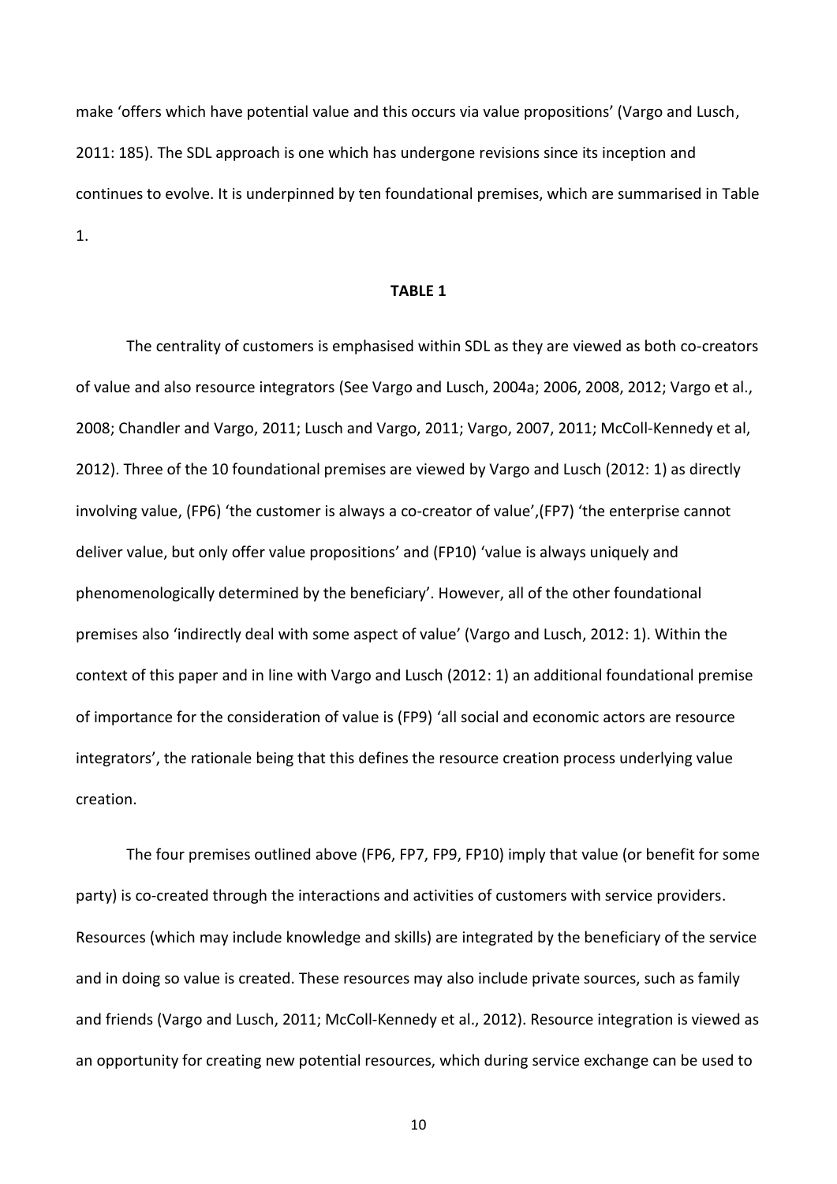make 'offers which have potential value and this occurs via value propositions' (Vargo and Lusch, 2011: 185). The SDL approach is one which has undergone revisions since its inception and continues to evolve. It is underpinned by ten foundational premises, which are summarised in Table 1.

**TABLE 1**

The centrality of customers is emphasised within SDL as they are viewed as both co-creators of value and also resource integrators (See Vargo and Lusch, 2004a; 2006, 2008, 2012; Vargo et al., 2008; Chandler and Vargo, 2011; Lusch and Vargo, 2011; Vargo, 2007, 2011; McColl-Kennedy et al, 2012). Three of the 10 foundational premises are viewed by Vargo and Lusch (2012: 1) as directly involving value, (FP6) 'the customer is always a co-creator of value',(FP7) 'the enterprise cannot deliver value, but only offer value propositions' and (FP10) 'value is always uniquely and phenomenologically determined by the beneficiary'. However, all of the other foundational premises also 'indirectly deal with some aspect of value' (Vargo and Lusch, 2012: 1). Within the context of this paper and in line with Vargo and Lusch (2012: 1) an additional foundational premise of importance for the consideration of value is (FP9) 'all social and economic actors are resource integrators', the rationale being that this defines the resource creation process underlying value creation.

The four premises outlined above (FP6, FP7, FP9, FP10) imply that value (or benefit for some party) is co-created through the interactions and activities of customers with service providers. Resources (which may include knowledge and skills) are integrated by the beneficiary of the service and in doing so value is created. These resources may also include private sources, such as family and friends (Vargo and Lusch, 2011; McColl-Kennedy et al., 2012). Resource integration is viewed as an opportunity for creating new potential resources, which during service exchange can be used to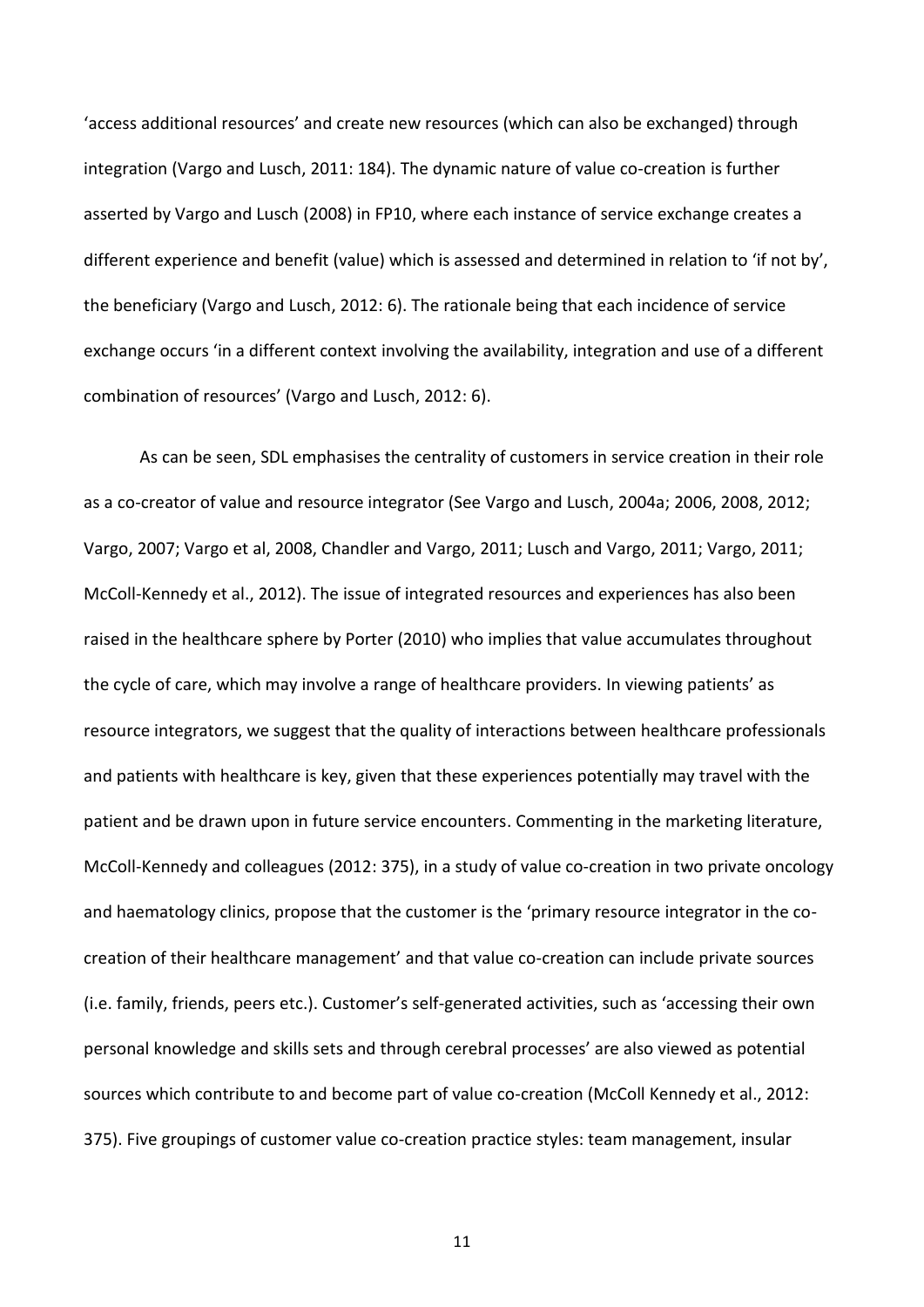'access additional resources' and create new resources (which can also be exchanged) through integration (Vargo and Lusch, 2011: 184). The dynamic nature of value co-creation is further asserted by Vargo and Lusch (2008) in FP10, where each instance of service exchange creates a different experience and benefit (value) which is assessed and determined in relation to 'if not by', the beneficiary (Vargo and Lusch, 2012: 6). The rationale being that each incidence of service exchange occurs 'in a different context involving the availability, integration and use of a different combination of resources' (Vargo and Lusch, 2012: 6).

As can be seen, SDL emphasises the centrality of customers in service creation in their role as a co-creator of value and resource integrator (See Vargo and Lusch, 2004a; 2006, 2008, 2012; Vargo, 2007; Vargo et al, 2008, Chandler and Vargo, 2011; Lusch and Vargo, 2011; Vargo, 2011; McColl-Kennedy et al., 2012). The issue of integrated resources and experiences has also been raised in the healthcare sphere by Porter (2010) who implies that value accumulates throughout the cycle of care, which may involve a range of healthcare providers. In viewing patients' as resource integrators, we suggest that the quality of interactions between healthcare professionals and patients with healthcare is key, given that these experiences potentially may travel with the patient and be drawn upon in future service encounters. Commenting in the marketing literature, McColl-Kennedy and colleagues (2012: 375), in a study of value co-creation in two private oncology and haematology clinics, propose that the customer is the 'primary resource integrator in the co-creation of their healthcare management' and that value co-creation can include private sources (i.e. family, friends, peers etc.). Customer's self-generated activities, such as 'accessing their own personal knowledge and skills sets and through cerebral processes' are also viewed as potential sources which contribute to and become part of value co-creation (McColl Kennedy et al., 2012: 375). Five groupings of customer value co-creation practice styles: team management, insular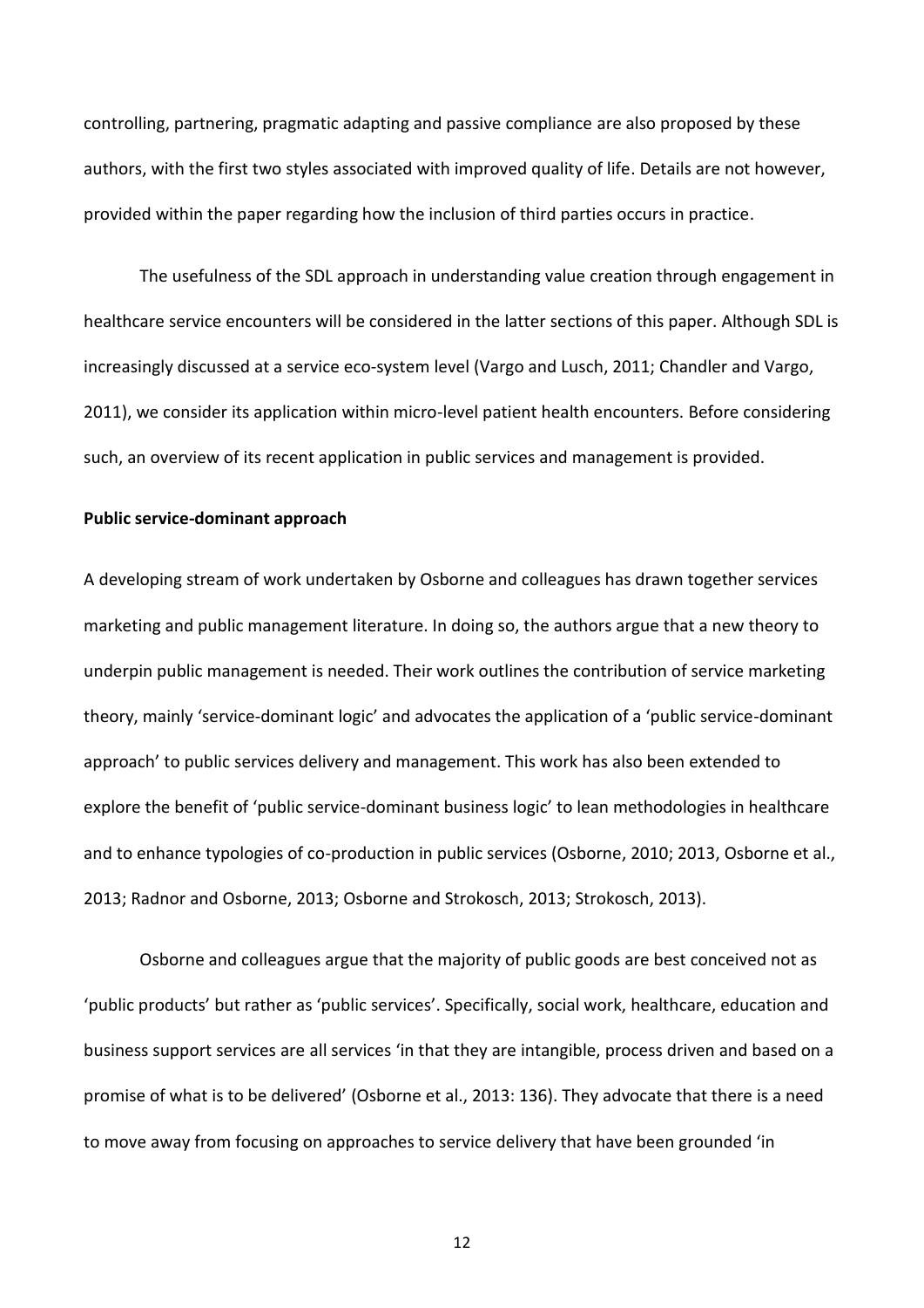controlling, partnering, pragmatic adapting and passive compliance are also proposed by these authors, with the first two styles associated with improved quality of life. Details are not however, provided within the paper regarding how the inclusion of third parties occurs in practice.

The usefulness of the SDL approach in understanding value creation through engagement in healthcare service encounters will be considered in the latter sections of this paper. Although SDL is increasingly discussed at a service eco-system level (Vargo and Lusch, 2011; Chandler and Vargo, 2011), we consider its application within micro-level patient health encounters. Before considering such, an overview of its recent application in public services and management is provided.

**Public service-dominant approach**

A developing stream of work undertaken by Osborne and colleagues has drawn together services marketing and public management literature. In doing so, the authors argue that a new theory to underpin public management is needed. Their work outlines the contribution of service marketing theory, mainly 'service-dominant logic' and advocates the application of a 'public service-dominant approach' to public services delivery and management. This work has also been extended to explore the benefit of 'public service-dominant business logic' to lean methodologies in healthcare and to enhance typologies of co-production in public services (Osborne, 2010; 2013, Osborne et al., 2013; Radnor and Osborne, 2013; Osborne and Strokosch, 2013; Strokosch, 2013).

Osborne and colleagues argue that the majority of public goods are best conceived not as 'public products' but rather as 'public services'. Specifically, social work, healthcare, education and business support services are all services 'in that they are intangible, process driven and based on a promise of what is to be delivered' (Osborne et al., 2013: 136). They advocate that there is a need to move away from focusing on approaches to service delivery that have been grounded 'in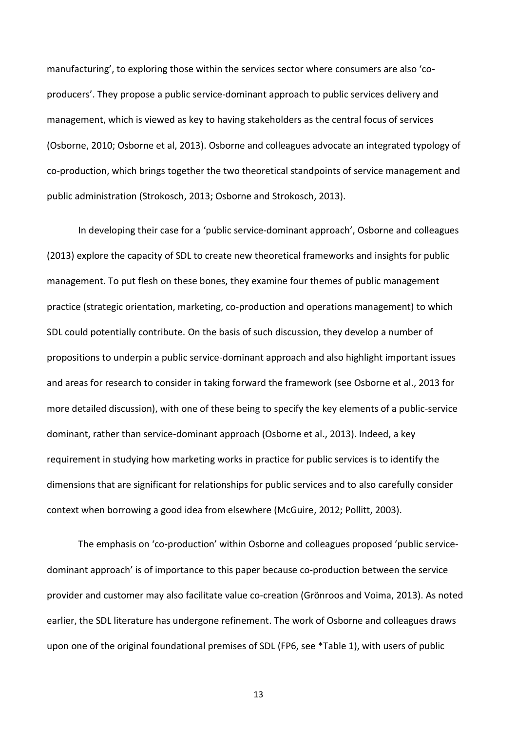manufacturing', to exploring those within the services sector where consumers are also 'co-producers'. They propose a public service-dominant approach to public services delivery and management, which is viewed as key to having stakeholders as the central focus of services (Osborne, 2010; Osborne et al, 2013). Osborne and colleagues advocate an integrated typology of co-production, which brings together the two theoretical standpoints of service management and public administration (Strokosch, 2013; Osborne and Strokosch, 2013).

In developing their case for a 'public service-dominant approach', Osborne and colleagues (2013) explore the capacity of SDL to create new theoretical frameworks and insights for public management. To put flesh on these bones, they examine four themes of public management practice (strategic orientation, marketing, co-production and operations management) to which SDL could potentially contribute. On the basis of such discussion, they develop a number of propositions to underpin a public service-dominant approach and also highlight important issues and areas for research to consider in taking forward the framework (see Osborne et al., 2013 for more detailed discussion), with one of these being to specify the key elements of a public-service dominant, rather than service-dominant approach (Osborne et al., 2013). Indeed, a key requirement in studying how marketing works in practice for public services is to identify the dimensions that are significant for relationships for public services and to also carefully consider context when borrowing a good idea from elsewhere (McGuire, 2012; Pollitt, 2003).

The emphasis on 'co-production' within Osborne and colleagues proposed 'public service-dominant approach' is of importance to this paper because co-production between the service provider and customer may also facilitate value co-creation (Grönroos and Voima, 2013). As noted earlier, the SDL literature has undergone refinement. The work of Osborne and colleagues draws upon one of the original foundational premises of SDL (FP6, see *Table 1), with users of public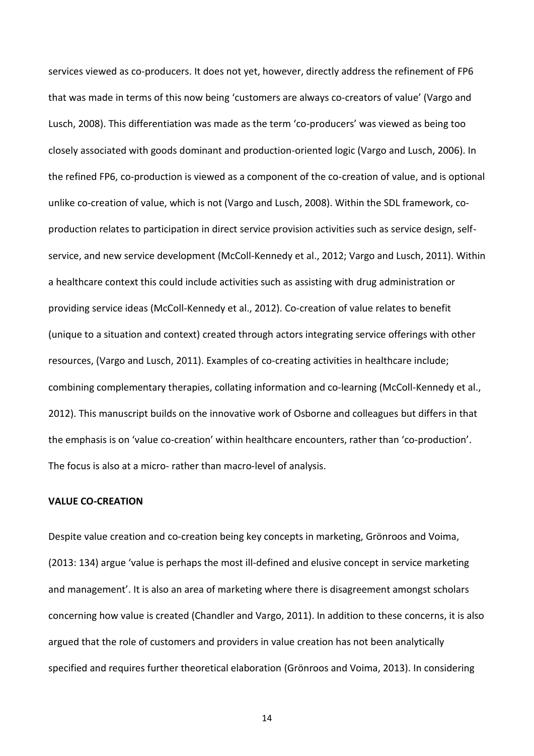services viewed as co-producers. It does not yet, however, directly address the refinement of FP6 that was made in terms of this now being 'customers are always co-creators of value' (Vargo and Lusch, 2008). This differentiation was made as the term 'co-producers' was viewed as being too closely associated with goods dominant and production-oriented logic (Vargo and Lusch, 2006). In the refined FP6, co-production is viewed as a component of the co-creation of value, and is optional unlike co-creation of value, which is not (Vargo and Lusch, 2008). Within the SDL framework, co-production relates to participation in direct service provision activities such as service design, self-service, and new service development (McColl-Kennedy et al., 2012; Vargo and Lusch, 2011). Within a healthcare context this could include activities such as assisting with drug administration or providing service ideas (McColl-Kennedy et al., 2012). Co-creation of value relates to benefit (unique to a situation and context) created through actors integrating service offerings with other resources, (Vargo and Lusch, 2011). Examples of co-creating activities in healthcare include; combining complementary therapies, collating information and co-learning (McColl-Kennedy et al., 2012). This manuscript builds on the innovative work of Osborne and colleagues but differs in that the emphasis is on 'value co-creation' within healthcare encounters, rather than 'co-production'. The focus is also at a micro- rather than macro-level of analysis.

**VALUE CO-CREATION**

Despite value creation and co-creation being key concepts in marketing, Grönroos and Voima, (2013: 134) argue 'value is perhaps the most ill-defined and elusive concept in service marketing and management'. It is also an area of marketing where there is disagreement amongst scholars concerning how value is created (Chandler and Vargo, 2011). In addition to these concerns, it is also argued that the role of customers and providers in value creation has not been analytically specified and requires further theoretical elaboration (Grönroos and Voima, 2013). In considering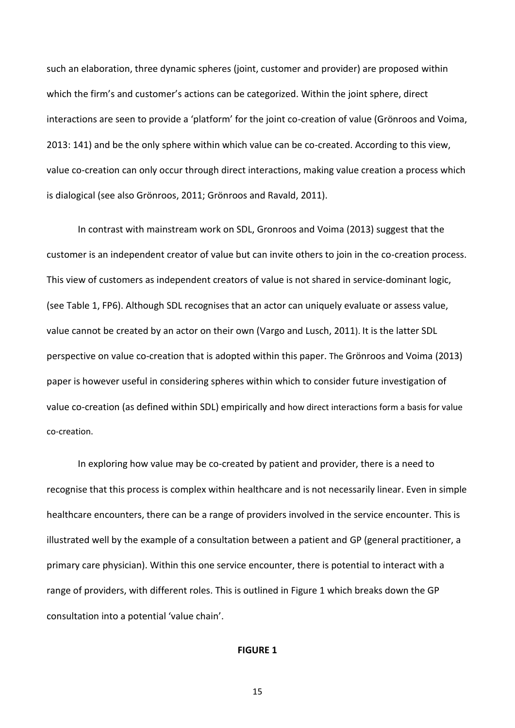such an elaboration, three dynamic spheres (joint, customer and provider) are proposed within which the firm's and customer's actions can be categorized. Within the joint sphere, direct interactions are seen to provide a 'platform' for the joint co-creation of value (Grönroos and Voima, 2013: 141) and be the only sphere within which value can be co-created. According to this view, value co-creation can only occur through direct interactions, making value creation a process which is dialogical (see also Grönroos, 2011; Grönroos and Ravald, 2011).

In contrast with mainstream work on SDL, Gronroos and Voima (2013) suggest that the customer is an independent creator of value but can invite others to join in the co-creation process. This view of customers as independent creators of value is not shared in service-dominant logic, (see Table 1, FP6). Although SDL recognises that an actor can uniquely evaluate or assess value, value cannot be created by an actor on their own (Vargo and Lusch, 2011). It is the latter SDL perspective on value co-creation that is adopted within this paper. The Grönroos and Voima (2013) paper is however useful in considering spheres within which to consider future investigation of value co-creation (as defined within SDL) empirically and how direct interactions form a basis for value co-creation.

In exploring how value may be co-created by patient and provider, there is a need to recognise that this process is complex within healthcare and is not necessarily linear. Even in simple healthcare encounters, there can be a range of providers involved in the service encounter. This is illustrated well by the example of a consultation between a patient and GP (general practitioner, a primary care physician). Within this one service encounter, there is potential to interact with a range of providers, with different roles. This is outlined in Figure 1 which breaks down the GP consultation into a potential 'value chain'.

**FIGURE 1**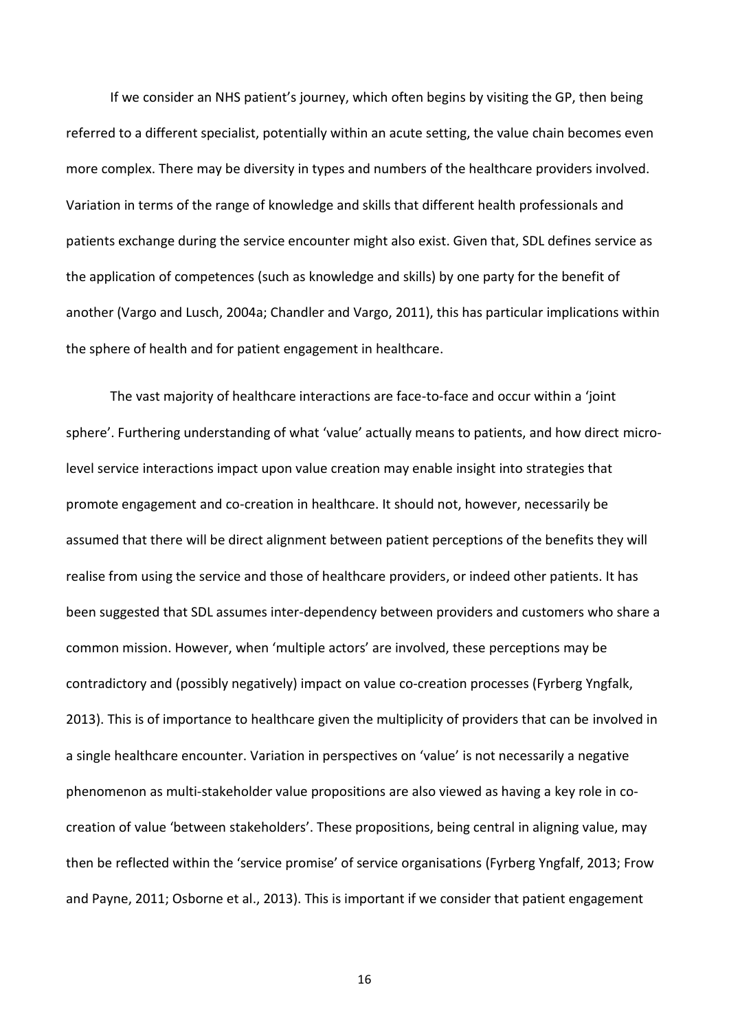If we consider an NHS patient's journey, which often begins by visiting the GP, then being referred to a different specialist, potentially within an acute setting, the value chain becomes even more complex. There may be diversity in types and numbers of the healthcare providers involved. Variation in terms of the range of knowledge and skills that different health professionals and patients exchange during the service encounter might also exist. Given that, SDL defines service as the application of competences (such as knowledge and skills) by one party for the benefit of another (Vargo and Lusch, 2004a; Chandler and Vargo, 2011), this has particular implications within the sphere of health and for patient engagement in healthcare.

The vast majority of healthcare interactions are face-to-face and occur within a 'joint sphere'. Furthering understanding of what 'value' actually means to patients, and how direct micro-level service interactions impact upon value creation may enable insight into strategies that promote engagement and co-creation in healthcare. It should not, however, necessarily be assumed that there will be direct alignment between patient perceptions of the benefits they will realise from using the service and those of healthcare providers, or indeed other patients. It has been suggested that SDL assumes inter-dependency between providers and customers who share a common mission. However, when 'multiple actors' are involved, these perceptions may be contradictory and (possibly negatively) impact on value co-creation processes (Fyrberg Yngfalk, 2013). This is of importance to healthcare given the multiplicity of providers that can be involved in a single healthcare encounter. Variation in perspectives on 'value' is not necessarily a negative phenomenon as multi-stakeholder value propositions are also viewed as having a key role in co-creation of value 'between stakeholders'. These propositions, being central in aligning value, may then be reflected within the 'service promise' of service organisations (Fyrberg Yngfalf, 2013; Frow and Payne, 2011; Osborne et al., 2013). This is important if we consider that patient engagement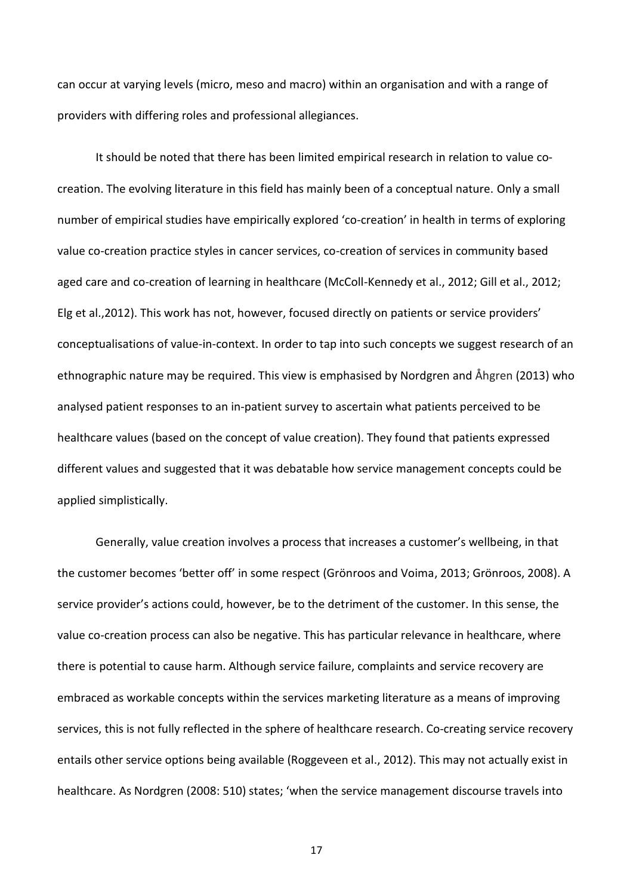can occur at varying levels (micro, meso and macro) within an organisation and with a range of providers with differing roles and professional allegiances.

It should be noted that there has been limited empirical research in relation to value co-creation. The evolving literature in this field has mainly been of a conceptual nature. Only a small number of empirical studies have empirically explored 'co-creation' in health in terms of exploring value co-creation practice styles in cancer services, co-creation of services in community based aged care and co-creation of learning in healthcare (McColl-Kennedy et al., 2012; Gill et al., 2012; Elg et al.,2012). This work has not, however, focused directly on patients or service providers' conceptualisations of value-in-context. In order to tap into such concepts we suggest research of an ethnographic nature may be required. This view is emphasised by Nordgren and Åhgren (2013) who analysed patient responses to an in-patient survey to ascertain what patients perceived to be healthcare values (based on the concept of value creation). They found that patients expressed different values and suggested that it was debatable how service management concepts could be applied simplistically.

Generally, value creation involves a process that increases a customer's wellbeing, in that the customer becomes 'better off' in some respect (Grönroos and Voima, 2013; Grönroos, 2008). A service provider's actions could, however, be to the detriment of the customer. In this sense, the value co-creation process can also be negative. This has particular relevance in healthcare, where there is potential to cause harm. Although service failure, complaints and service recovery are embraced as workable concepts within the services marketing literature as a means of improving services, this is not fully reflected in the sphere of healthcare research. Co-creating service recovery entails other service options being available (Roggeveen et al., 2012). This may not actually exist in healthcare. As Nordgren (2008: 510) states; 'when the service management discourse travels into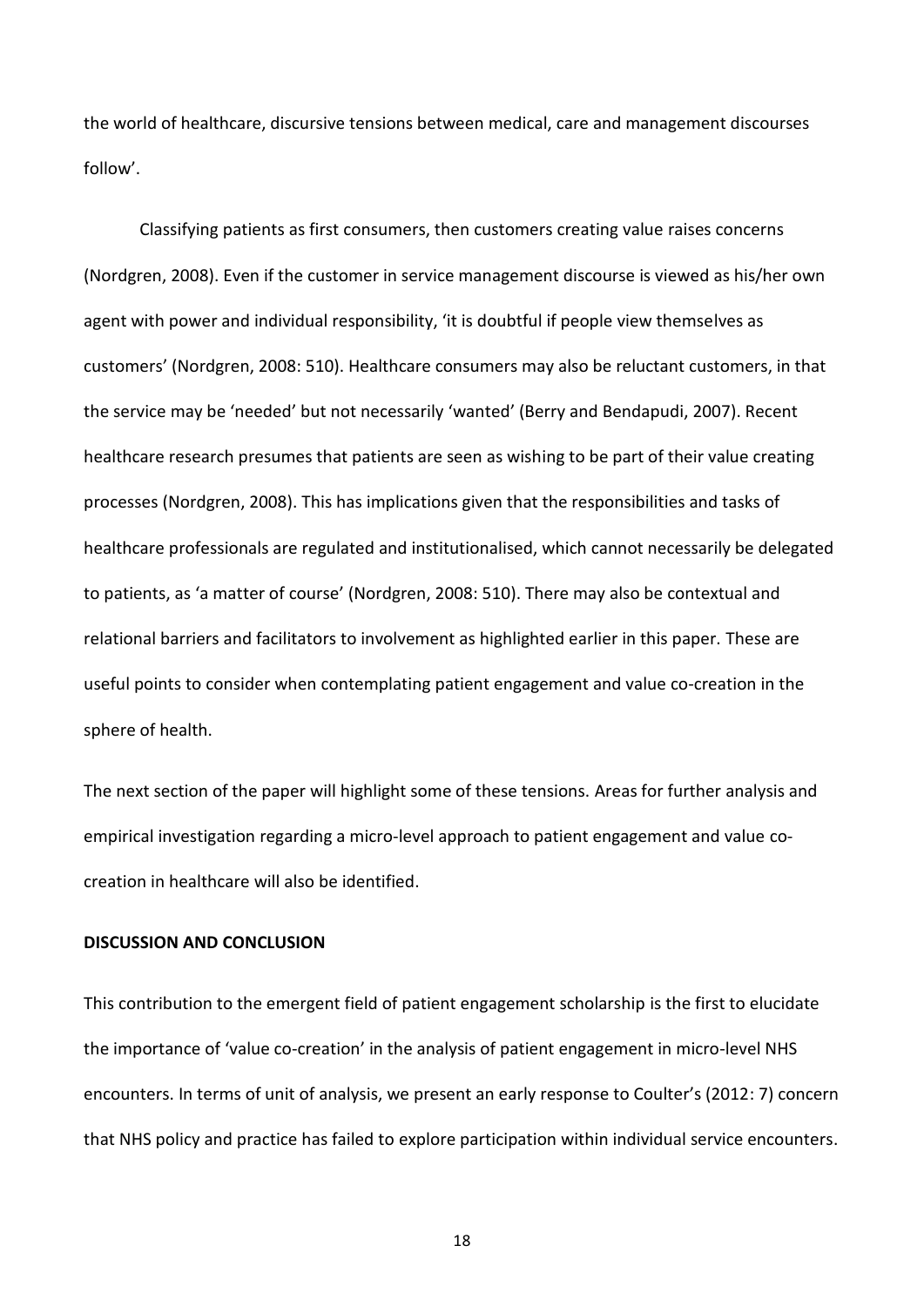the world of healthcare, discursive tensions between medical, care and management discourses follow'.

Classifying patients as first consumers, then customers creating value raises concerns (Nordgren, 2008). Even if the customer in service management discourse is viewed as his/her own agent with power and individual responsibility, 'it is doubtful if people view themselves as customers' (Nordgren, 2008: 510). Healthcare consumers may also be reluctant customers, in that the service may be 'needed' but not necessarily 'wanted' (Berry and Bendapudi, 2007). Recent healthcare research presumes that patients are seen as wishing to be part of their value creating processes (Nordgren, 2008). This has implications given that the responsibilities and tasks of healthcare professionals are regulated and institutionalised, which cannot necessarily be delegated to patients, as 'a matter of course' (Nordgren, 2008: 510). There may also be contextual and relational barriers and facilitators to involvement as highlighted earlier in this paper. These are useful points to consider when contemplating patient engagement and value co-creation in the sphere of health.

The next section of the paper will highlight some of these tensions. Areas for further analysis and empirical investigation regarding a micro-level approach to patient engagement and value co-creation in healthcare will also be identified.

## DISCUSSION AND CONCLUSION

This contribution to the emergent field of patient engagement scholarship is the first to elucidate the importance of 'value co-creation' in the analysis of patient engagement in micro-level NHS encounters. In terms of unit of analysis, we present an early response to Coulter's (2012: 7) concern that NHS policy and practice has failed to explore participation within individual service encounters.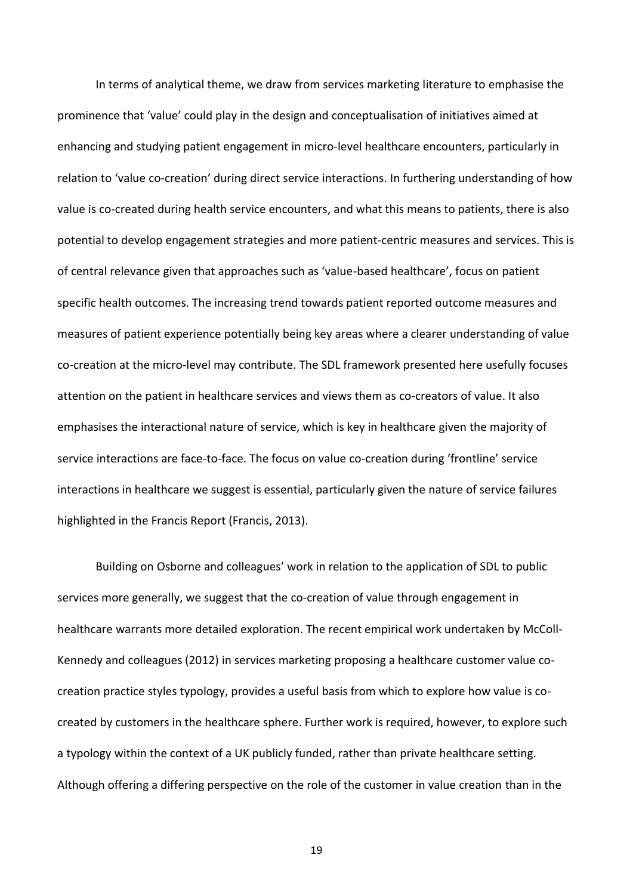In terms of analytical theme, we draw from services marketing literature to emphasise the prominence that 'value' could play in the design and conceptualisation of initiatives aimed at enhancing and studying patient engagement in micro-level healthcare encounters, particularly in relation to 'value co-creation' during direct service interactions. In furthering understanding of how value is co-created during health service encounters, and what this means to patients, there is also potential to develop engagement strategies and more patient-centric measures and services. This is of central relevance given that approaches such as 'value-based healthcare', focus on patient specific health outcomes. The increasing trend towards patient reported outcome measures and measures of patient experience potentially being key areas where a clearer understanding of value co-creation at the micro-level may contribute. The SDL framework presented here usefully focuses attention on the patient in healthcare services and views them as co-creators of value. It also emphasises the interactional nature of service, which is key in healthcare given the majority of service interactions are face-to-face. The focus on value co-creation during 'frontline' service interactions in healthcare we suggest is essential, particularly given the nature of service failures highlighted in the Francis Report (Francis, 2013).

Building on Osborne and colleagues' work in relation to the application of SDL to public services more generally, we suggest that the co-creation of value through engagement in healthcare warrants more detailed exploration. The recent empirical work undertaken by McColl-Kennedy and colleagues (2012) in services marketing proposing a healthcare customer value co-creation practice styles typology, provides a useful basis from which to explore how value is co-created by customers in the healthcare sphere. Further work is required, however, to explore such a typology within the context of a UK publicly funded, rather than private healthcare setting. Although offering a differing perspective on the role of the customer in value creation than in the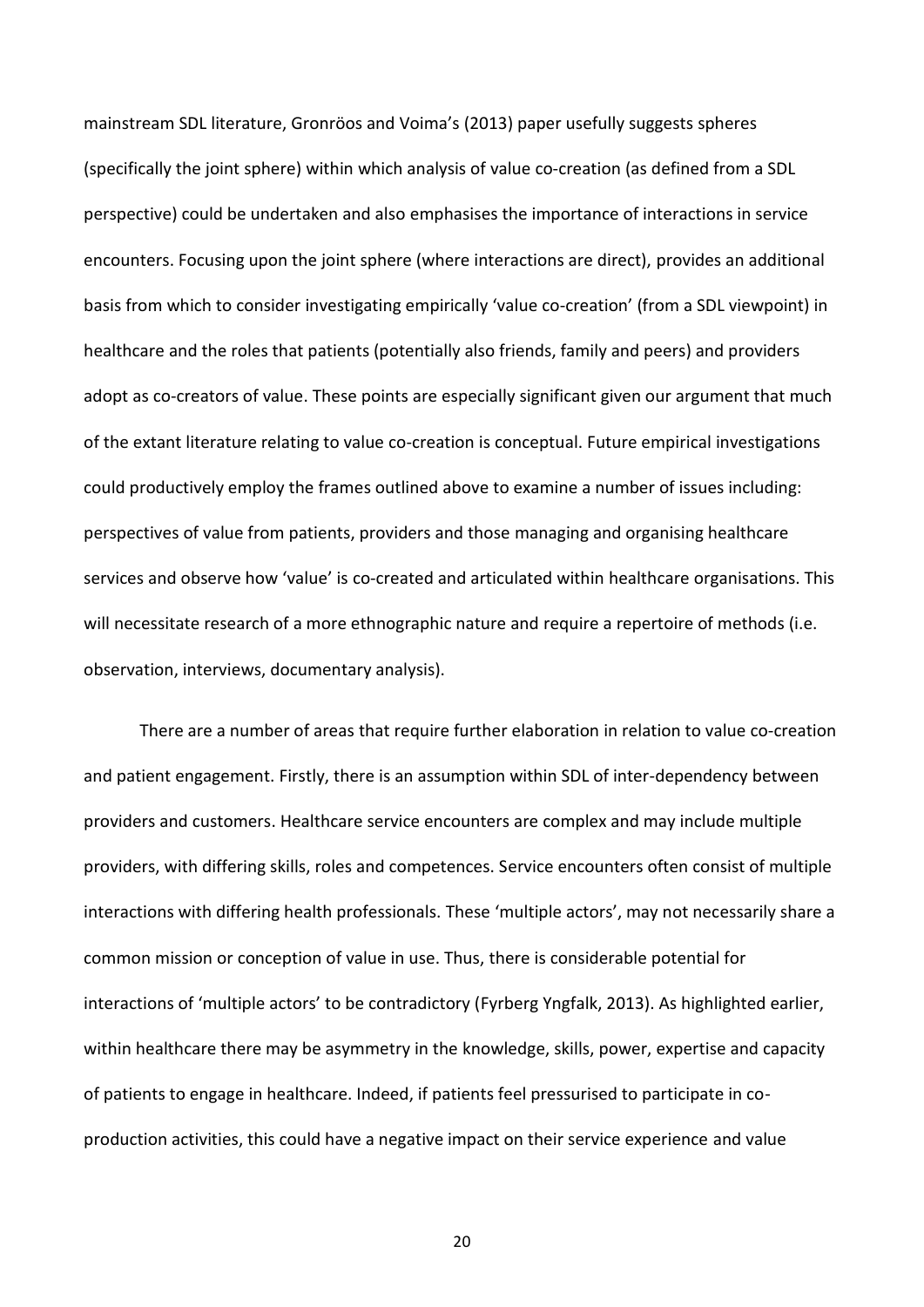mainstream SDL literature, Gronröos and Voima's (2013) paper usefully suggests spheres (specifically the joint sphere) within which analysis of value co-creation (as defined from a SDL perspective) could be undertaken and also emphasises the importance of interactions in service encounters. Focusing upon the joint sphere (where interactions are direct), provides an additional basis from which to consider investigating empirically 'value co-creation' (from a SDL viewpoint) in healthcare and the roles that patients (potentially also friends, family and peers) and providers adopt as co-creators of value. These points are especially significant given our argument that much of the extant literature relating to value co-creation is conceptual. Future empirical investigations could productively employ the frames outlined above to examine a number of issues including: perspectives of value from patients, providers and those managing and organising healthcare services and observe how 'value' is co-created and articulated within healthcare organisations. This will necessitate research of a more ethnographic nature and require a repertoire of methods (i.e. observation, interviews, documentary analysis).

There are a number of areas that require further elaboration in relation to value co-creation and patient engagement. Firstly, there is an assumption within SDL of inter-dependency between providers and customers. Healthcare service encounters are complex and may include multiple providers, with differing skills, roles and competences. Service encounters often consist of multiple interactions with differing health professionals. These 'multiple actors', may not necessarily share a common mission or conception of value in use. Thus, there is considerable potential for interactions of 'multiple actors' to be contradictory (Fyrberg Yngfalk, 2013). As highlighted earlier, within healthcare there may be asymmetry in the knowledge, skills, power, expertise and capacity of patients to engage in healthcare. Indeed, if patients feel pressurised to participate in co-production activities, this could have a negative impact on their service experience and value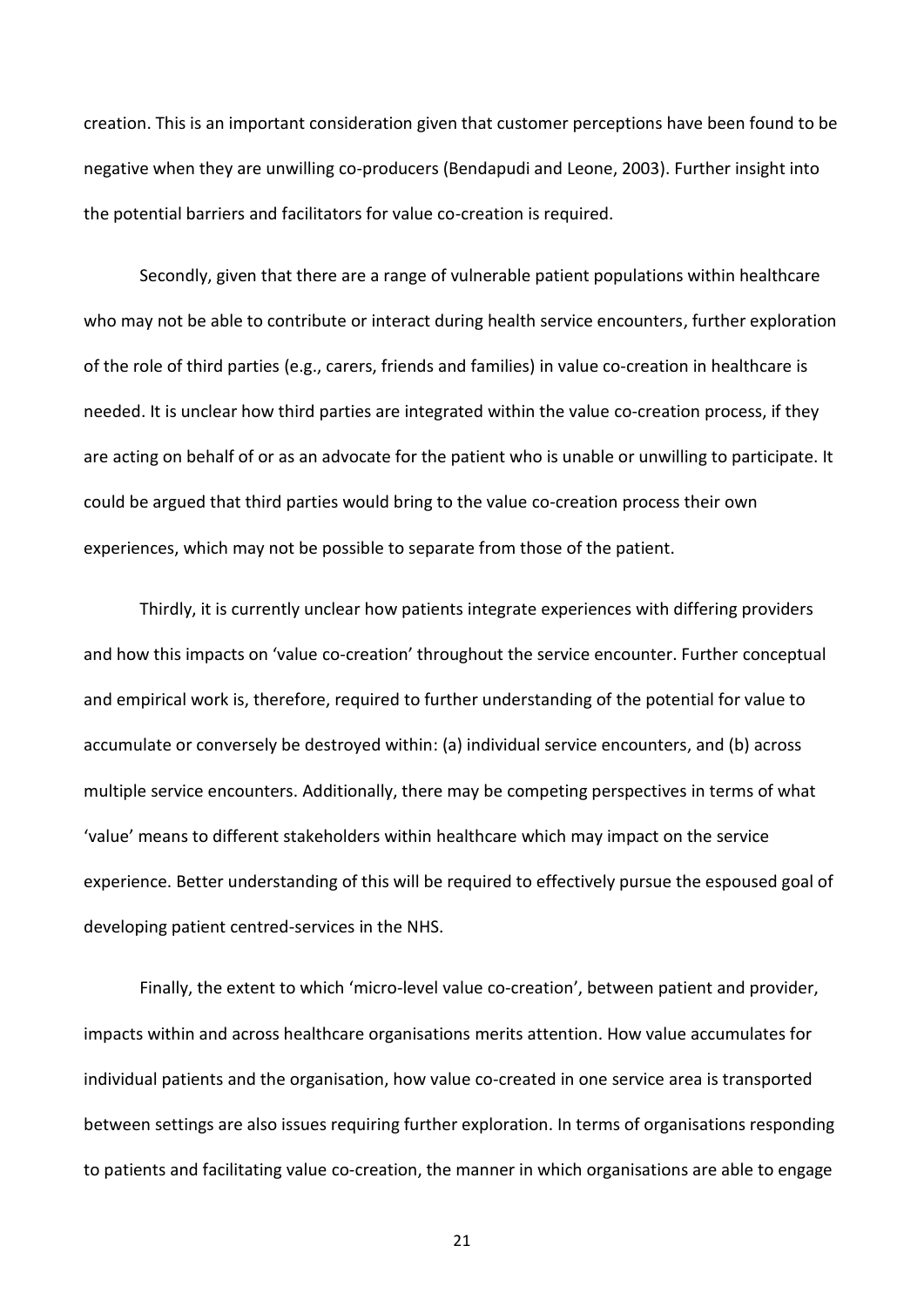creation. This is an important consideration given that customer perceptions have been found to be negative when they are unwilling co-producers (Bendapudi and Leone, 2003). Further insight into the potential barriers and facilitators for value co-creation is required.

Secondly, given that there are a range of vulnerable patient populations within healthcare who may not be able to contribute or interact during health service encounters, further exploration of the role of third parties (e.g., carers, friends and families) in value co-creation in healthcare is needed. It is unclear how third parties are integrated within the value co-creation process, if they are acting on behalf of or as an advocate for the patient who is unable or unwilling to participate. It could be argued that third parties would bring to the value co-creation process their own experiences, which may not be possible to separate from those of the patient.

Thirdly, it is currently unclear how patients integrate experiences with differing providers and how this impacts on 'value co-creation' throughout the service encounter. Further conceptual and empirical work is, therefore, required to further understanding of the potential for value to accumulate or conversely be destroyed within: (a) individual service encounters, and (b) across multiple service encounters. Additionally, there may be competing perspectives in terms of what 'value' means to different stakeholders within healthcare which may impact on the service experience. Better understanding of this will be required to effectively pursue the espoused goal of developing patient centred-services in the NHS.

Finally, the extent to which 'micro-level value co-creation', between patient and provider, impacts within and across healthcare organisations merits attention. How value accumulates for individual patients and the organisation, how value co-created in one service area is transported between settings are also issues requiring further exploration. In terms of organisations responding to patients and facilitating value co-creation, the manner in which organisations are able to engage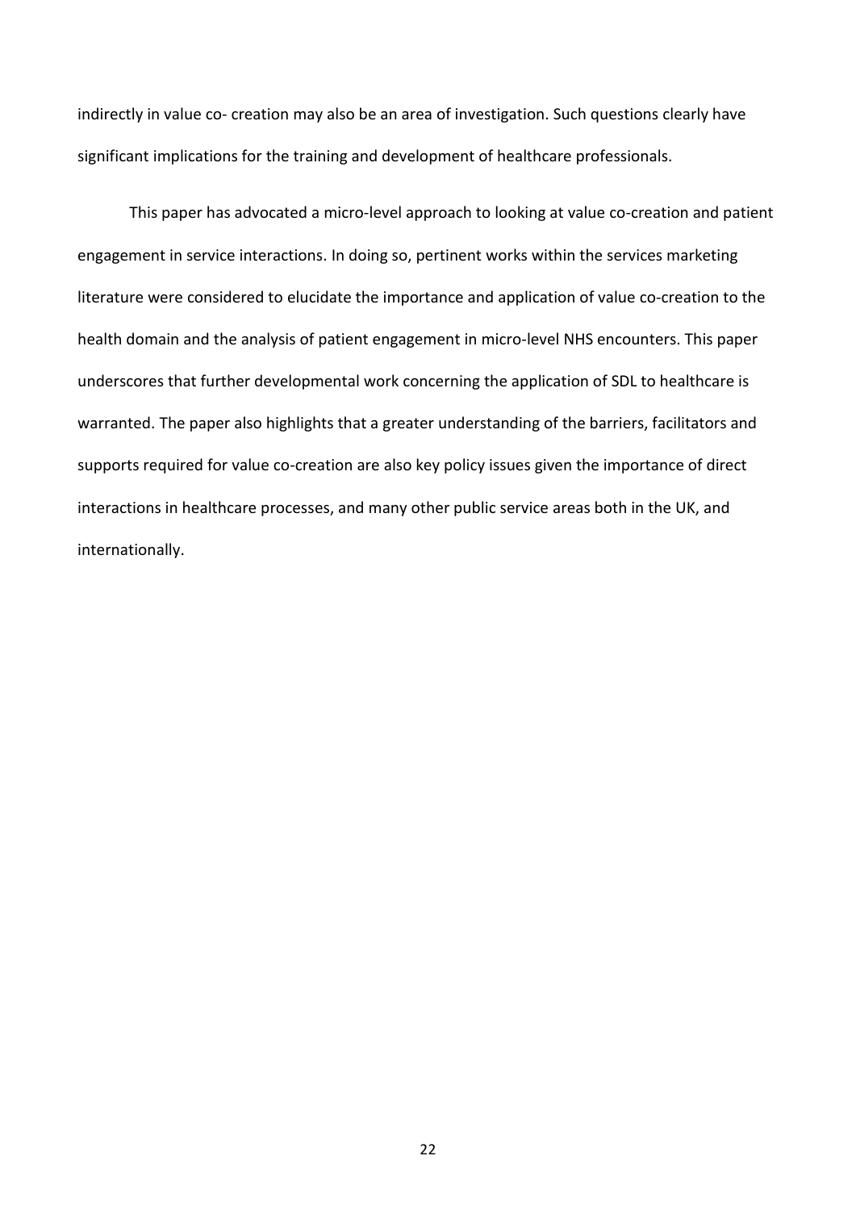indirectly in value co- creation may also be an area of investigation. Such questions clearly have significant implications for the training and development of healthcare professionals.

This paper has advocated a micro-level approach to looking at value co-creation and patient engagement in service interactions. In doing so, pertinent works within the services marketing literature were considered to elucidate the importance and application of value co-creation to the health domain and the analysis of patient engagement in micro-level NHS encounters. This paper underscores that further developmental work concerning the application of SDL to healthcare is warranted. The paper also highlights that a greater understanding of the barriers, facilitators and supports required for value co-creation are also key policy issues given the importance of direct interactions in healthcare processes, and many other public service areas both in the UK, and internationally.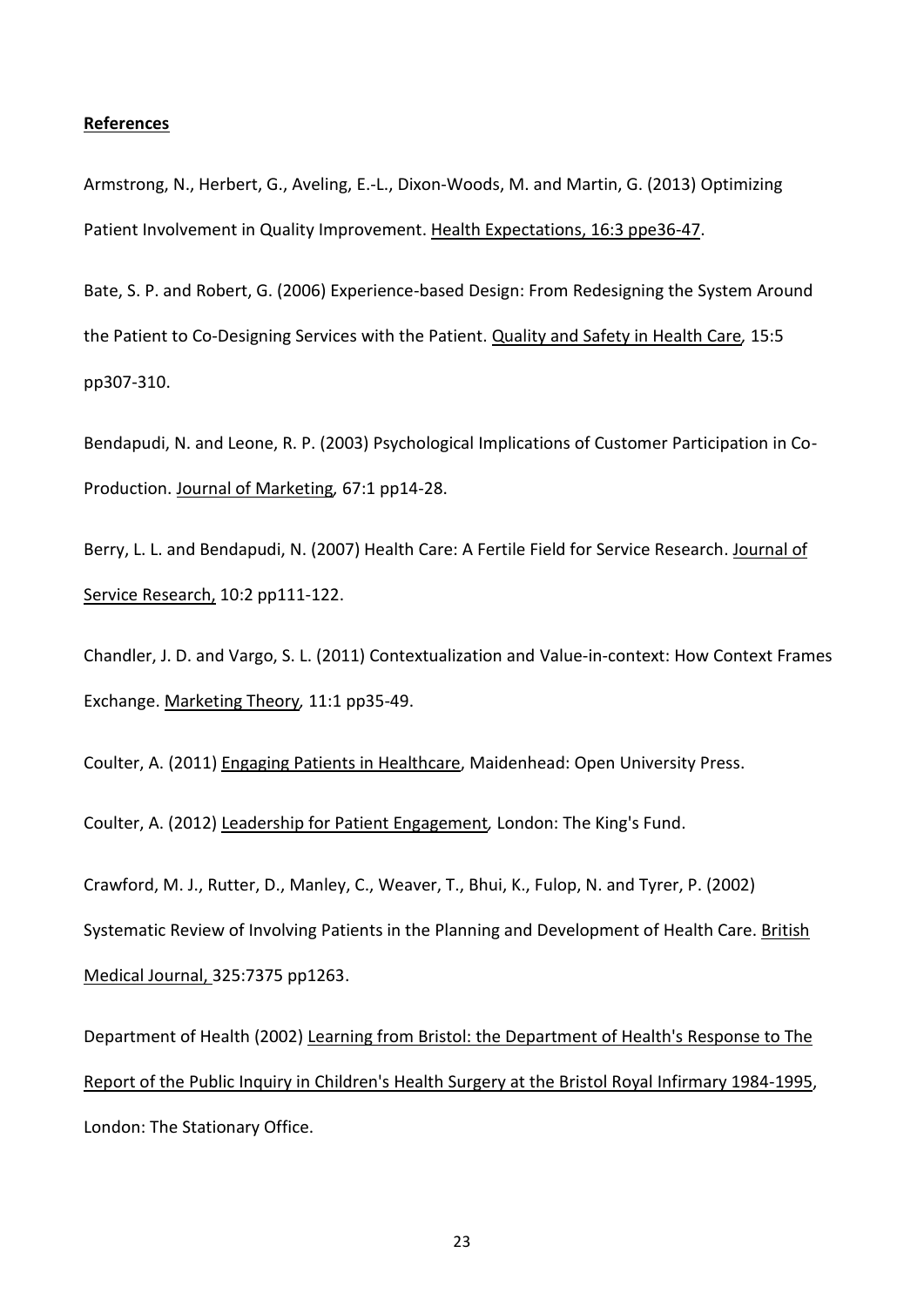**References**

Armstrong, N., Herbert, G., Aveling, E.-L., Dixon-Woods, M. and Martin, G. (2013) Optimizing Patient Involvement in Quality Improvement. Health Expectations, 16:3 ppe36-47.

Bate, S. P. and Robert, G. (2006) Experience-based Design: From Redesigning the System Around the Patient to Co-Designing Services with the Patient. Quality and Safety in Health Care, 15:5 pp307-310.

Bendapudi, N. and Leone, R. P. (2003) Psychological Implications of Customer Participation in Co-Production. Journal of Marketing, 67:1 pp14-28.

Berry, L. L. and Bendapudi, N. (2007) Health Care: A Fertile Field for Service Research. Journal of Service Research, 10:2 pp111-122.

Chandler, J. D. and Vargo, S. L. (2011) Contextualization and Value-in-context: How Context Frames Exchange. Marketing Theory, 11:1 pp35-49.

Coulter, A. (2011) Engaging Patients in Healthcare, Maidenhead: Open University Press.

Coulter, A. (2012) Leadership for Patient Engagement, London: The King's Fund.

Crawford, M. J., Rutter, D., Manley, C., Weaver, T., Bhui, K., Fulop, N. and Tyrer, P. (2002) Systematic Review of Involving Patients in the Planning and Development of Health Care. British Medical Journal, 325:7375 pp1263.

Department of Health (2002) Learning from Bristol: the Department of Health's Response to The Report of the Public Inquiry in Children's Health Surgery at the Bristol Royal Infirmary 1984-1995, London: The Stationary Office.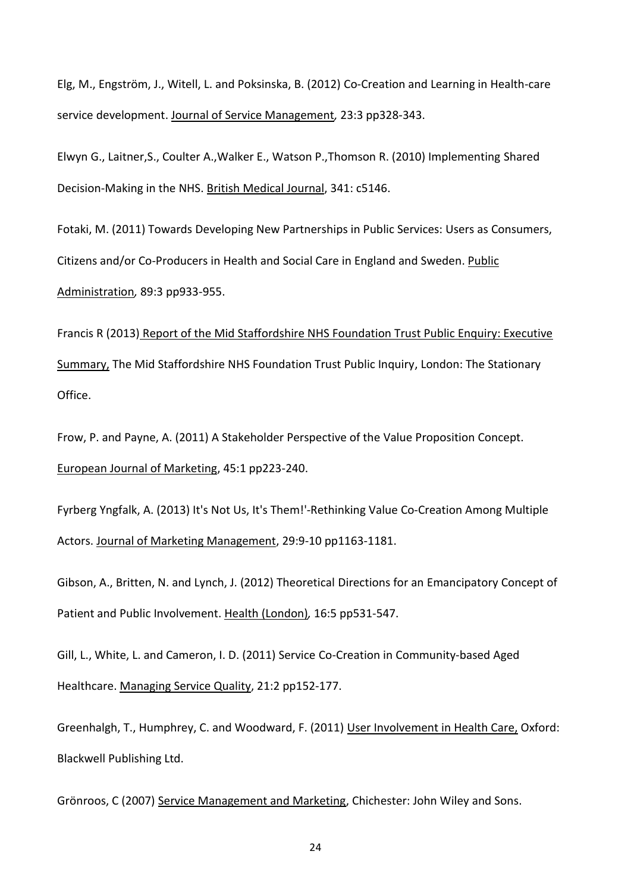Elg, M., Engström, J., Witell, L. and Poksinska, B. (2012) Co-Creation and Learning in Health-care service development. Journal of Service Management*,* 23:3 pp328-343.

Elwyn G., Laitner,S., Coulter A.,Walker E., Watson P.,Thomson R. (2010) Implementing Shared Decision-Making in the NHS. British Medical Journal, 341: c5146.

Fotaki, M. (2011) Towards Developing New Partnerships in Public Services: Users as Consumers, Citizens and/or Co-Producers in Health and Social Care in England and Sweden. Public Administration*,* 89:3 pp933-955.

Francis R (2013) Report of the Mid Staffordshire NHS Foundation Trust Public Enquiry: Executive Summary, The Mid Staffordshire NHS Foundation Trust Public Inquiry, London: The Stationary Office.

Frow, P. and Payne, A. (2011) A Stakeholder Perspective of the Value Proposition Concept. European Journal of Marketing, 45:1 pp223-240.

Fyrberg Yngfalk, A. (2013) It's Not Us, It's Them!'-Rethinking Value Co-Creation Among Multiple Actors. Journal of Marketing Management, 29:9-10 pp1163-1181.

Gibson, A., Britten, N. and Lynch, J. (2012) Theoretical Directions for an Emancipatory Concept of Patient and Public Involvement. Health (London)*,* 16:5 pp531-547.

Gill, L., White, L. and Cameron, I. D. (2011) Service Co-Creation in Community-based Aged Healthcare. Managing Service Quality, 21:2 pp152-177.

Greenhalgh, T., Humphrey, C. and Woodward, F. (2011) User Involvement in Health Care, Oxford: Blackwell Publishing Ltd.

Grönroos, C (2007) Service Management and Marketing, Chichester: John Wiley and Sons.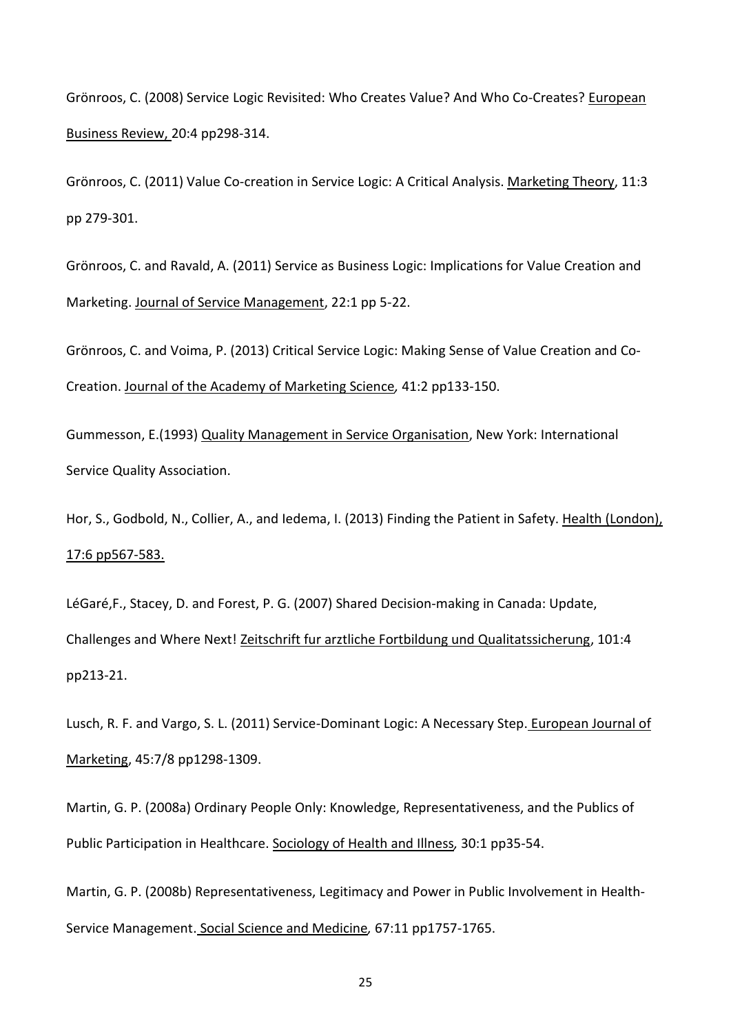Grönroos, C. (2008) Service Logic Revisited: Who Creates Value? And Who Co-Creates? European Business Review, 20:4 pp298-314.

Grönroos, C. (2011) Value Co-creation in Service Logic: A Critical Analysis. Marketing Theory, 11:3 pp 279-301.

Grönroos, C. and Ravald, A. (2011) Service as Business Logic: Implications for Value Creation and Marketing. Journal of Service Management, 22:1 pp 5-22.

Grönroos, C. and Voima, P. (2013) Critical Service Logic: Making Sense of Value Creation and Co-Creation. Journal of the Academy of Marketing Science, 41:2 pp133-150.

Gummesson, E.(1993) Quality Management in Service Organisation, New York: International Service Quality Association.

Hor, S., Godbold, N., Collier, A., and Iedema, I. (2013) Finding the Patient in Safety. Health (London), 17:6 pp567-583.

LéGaré,F., Stacey, D. and Forest, P. G. (2007) Shared Decision-making in Canada: Update, Challenges and Where Next! Zeitschrift fur arztliche Fortbildung und Qualitatssicherung, 101:4 pp213-21.

Lusch, R. F. and Vargo, S. L. (2011) Service-Dominant Logic: A Necessary Step. European Journal of Marketing, 45:7/8 pp1298-1309.

Martin, G. P. (2008a) Ordinary People Only: Knowledge, Representativeness, and the Publics of Public Participation in Healthcare. Sociology of Health and Illness, 30:1 pp35-54.

Martin, G. P. (2008b) Representativeness, Legitimacy and Power in Public Involvement in Health-Service Management. Social Science and Medicine, 67:11 pp1757-1765.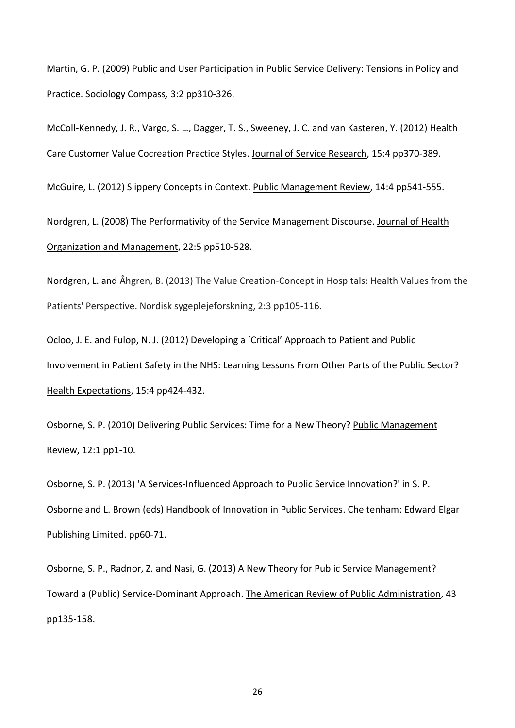Martin, G. P. (2009) Public and User Participation in Public Service Delivery: Tensions in Policy and Practice. Sociology Compass, 3:2 pp310-326.

McColl-Kennedy, J. R., Vargo, S. L., Dagger, T. S., Sweeney, J. C. and van Kasteren, Y. (2012) Health Care Customer Value Cocreation Practice Styles. Journal of Service Research, 15:4 pp370-389.

McGuire, L. (2012) Slippery Concepts in Context. Public Management Review, 14:4 pp541-555.

Nordgren, L. (2008) The Performativity of the Service Management Discourse. Journal of Health Organization and Management, 22:5 pp510-528.

Nordgren, L. and Åhgren, B. (2013) The Value Creation-Concept in Hospitals: Health Values from the Patients' Perspective. Nordisk sygeplejeforskning, 2:3 pp105-116.

Ocloo, J. E. and Fulop, N. J. (2012) Developing a 'Critical' Approach to Patient and Public Involvement in Patient Safety in the NHS: Learning Lessons From Other Parts of the Public Sector? Health Expectations, 15:4 pp424-432.

Osborne, S. P. (2010) Delivering Public Services: Time for a New Theory? Public Management Review, 12:1 pp1-10.

Osborne, S. P. (2013) 'A Services-Influenced Approach to Public Service Innovation?' in S. P. Osborne and L. Brown (eds) Handbook of Innovation in Public Services. Cheltenham: Edward Elgar Publishing Limited. pp60-71.

Osborne, S. P., Radnor, Z. and Nasi, G. (2013) A New Theory for Public Service Management? Toward a (Public) Service-Dominant Approach. The American Review of Public Administration, 43 pp135-158.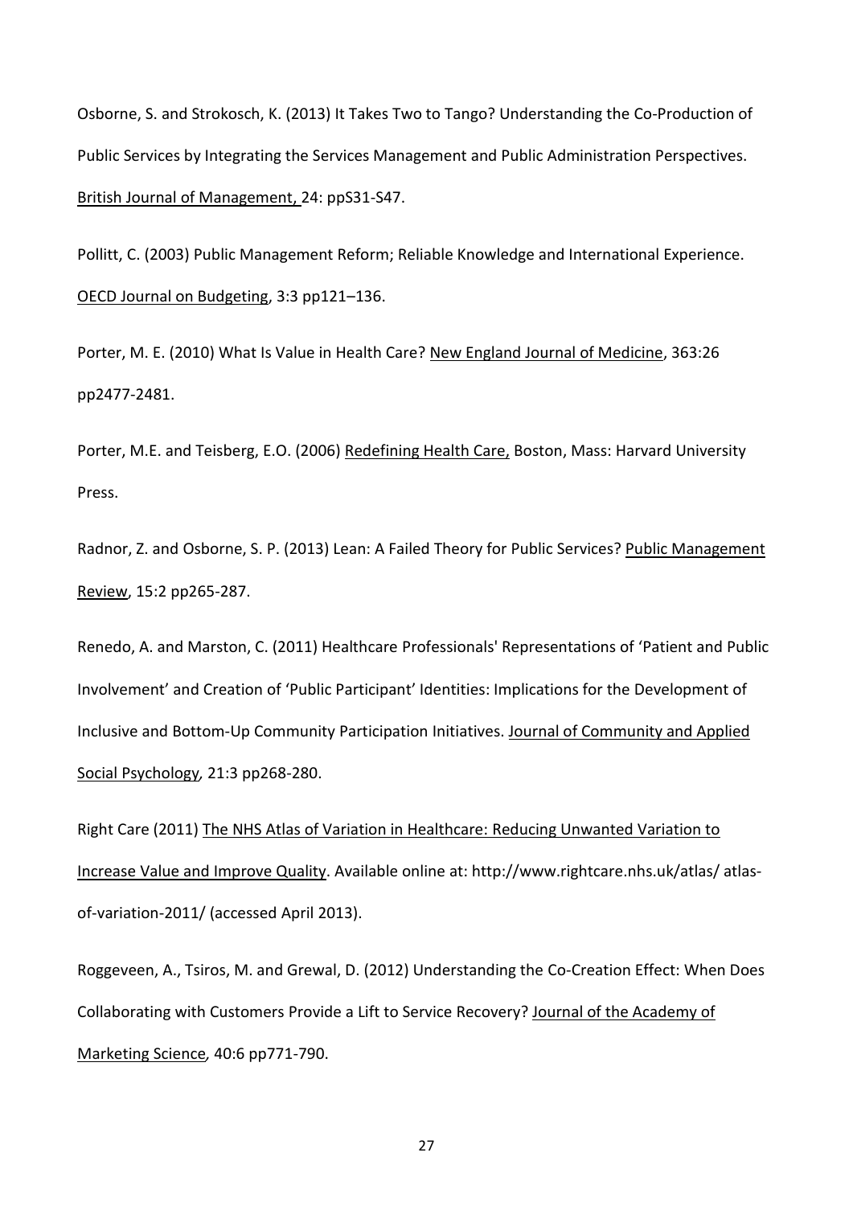Osborne, S. and Strokosch, K. (2013) It Takes Two to Tango? Understanding the Co-Production of Public Services by Integrating the Services Management and Public Administration Perspectives. British Journal of Management, 24: ppS31-S47.

Pollitt, C. (2003) Public Management Reform; Reliable Knowledge and International Experience. OECD Journal on Budgeting, 3:3 pp121–136.

Porter, M. E. (2010) What Is Value in Health Care? New England Journal of Medicine, 363:26 pp2477-2481.

Porter, M.E. and Teisberg, E.O. (2006) Redefining Health Care, Boston, Mass: Harvard University Press.

Radnor, Z. and Osborne, S. P. (2013) Lean: A Failed Theory for Public Services? Public Management Review, 15:2 pp265-287.

Renedo, A. and Marston, C. (2011) Healthcare Professionals' Representations of 'Patient and Public Involvement' and Creation of 'Public Participant' Identities: Implications for the Development of Inclusive and Bottom-Up Community Participation Initiatives. Journal of Community and Applied Social Psychology, 21:3 pp268-280.

Right Care (2011) The NHS Atlas of Variation in Healthcare: Reducing Unwanted Variation to Increase Value and Improve Quality. Available online at: http://www.rightcare.nhs.uk/atlas/ atlas-of-variation-2011/ (accessed April 2013).

Roggeveen, A., Tsiros, M. and Grewal, D. (2012) Understanding the Co-Creation Effect: When Does Collaborating with Customers Provide a Lift to Service Recovery? Journal of the Academy of Marketing Science, 40:6 pp771-790.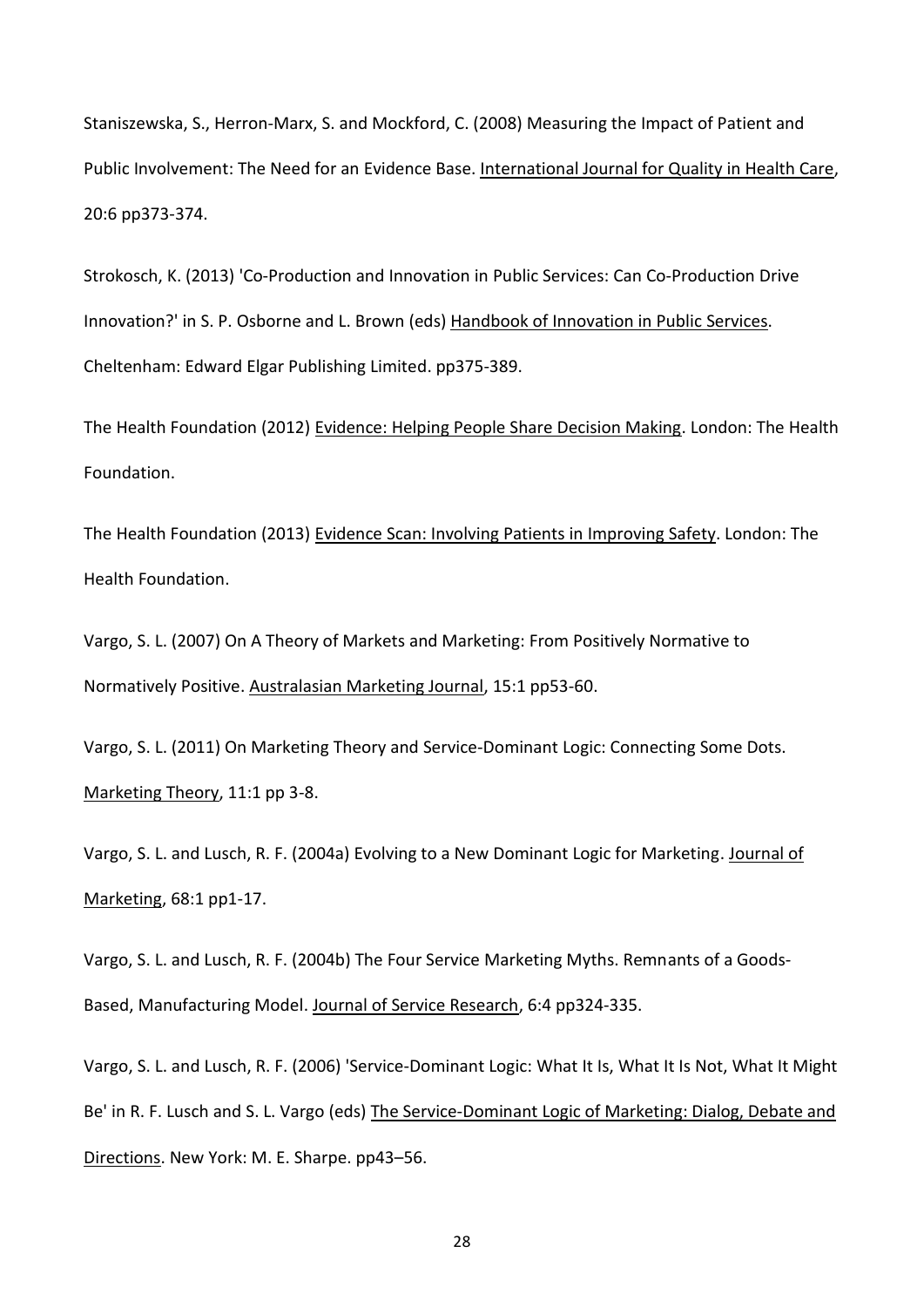Staniszewska, S., Herron-Marx, S. and Mockford, C. (2008) Measuring the Impact of Patient and Public Involvement: The Need for an Evidence Base. International Journal for Quality in Health Care, 20:6 pp373-374.

Strokosch, K. (2013) 'Co-Production and Innovation in Public Services: Can Co-Production Drive Innovation?' in S. P. Osborne and L. Brown (eds) Handbook of Innovation in Public Services. Cheltenham: Edward Elgar Publishing Limited. pp375-389.

The Health Foundation (2012) Evidence: Helping People Share Decision Making. London: The Health Foundation.

The Health Foundation (2013) Evidence Scan: Involving Patients in Improving Safety. London: The Health Foundation.

Vargo, S. L. (2007) On A Theory of Markets and Marketing: From Positively Normative to Normatively Positive. Australasian Marketing Journal, 15:1 pp53-60.

Vargo, S. L. (2011) On Marketing Theory and Service-Dominant Logic: Connecting Some Dots. Marketing Theory, 11:1 pp 3-8.

Vargo, S. L. and Lusch, R. F. (2004a) Evolving to a New Dominant Logic for Marketing. Journal of Marketing, 68:1 pp1-17.

Vargo, S. L. and Lusch, R. F. (2004b) The Four Service Marketing Myths. Remnants of a Goods-Based, Manufacturing Model. Journal of Service Research, 6:4 pp324-335.

Vargo, S. L. and Lusch, R. F. (2006) 'Service-Dominant Logic: What It Is, What It Is Not, What It Might Be' in R. F. Lusch and S. L. Vargo (eds) The Service-Dominant Logic of Marketing: Dialog, Debate and Directions. New York: M. E. Sharpe. pp43–56.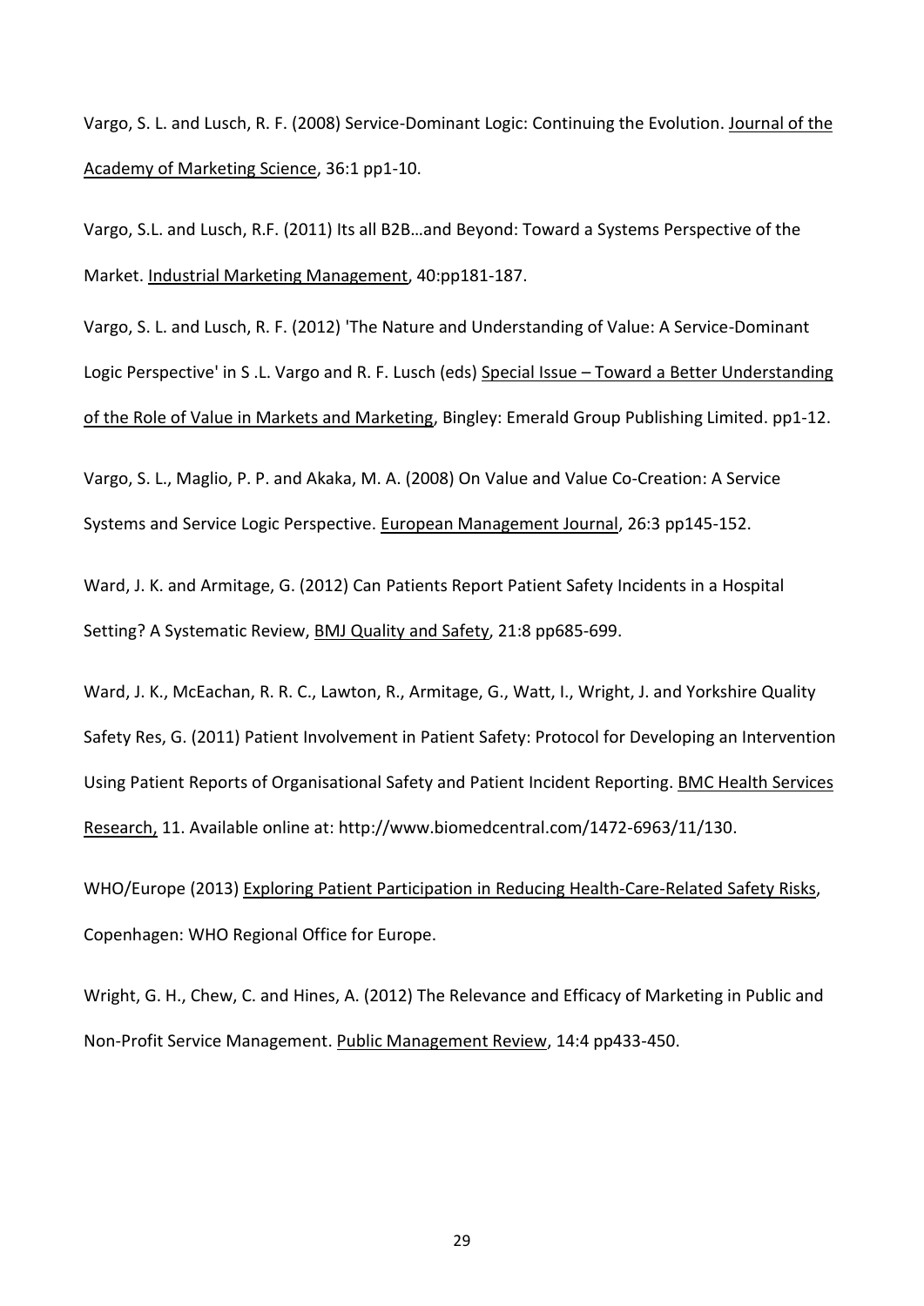Vargo, S. L. and Lusch, R. F. (2008) Service-Dominant Logic: Continuing the Evolution. Journal of the Academy of Marketing Science, 36:1 pp1-10.

Vargo, S.L. and Lusch, R.F. (2011) Its all B2B…and Beyond: Toward a Systems Perspective of the Market. Industrial Marketing Management, 40:pp181-187.

Vargo, S. L. and Lusch, R. F. (2012) 'The Nature and Understanding of Value: A Service-Dominant Logic Perspective' in S .L. Vargo and R. F. Lusch (eds) Special Issue – Toward a Better Understanding of the Role of Value in Markets and Marketing, Bingley: Emerald Group Publishing Limited. pp1-12.

Vargo, S. L., Maglio, P. P. and Akaka, M. A. (2008) On Value and Value Co-Creation: A Service Systems and Service Logic Perspective. European Management Journal, 26:3 pp145-152.

Ward, J. K. and Armitage, G. (2012) Can Patients Report Patient Safety Incidents in a Hospital Setting? A Systematic Review, BMJ Quality and Safety, 21:8 pp685-699.

Ward, J. K., McEachan, R. R. C., Lawton, R., Armitage, G., Watt, I., Wright, J. and Yorkshire Quality Safety Res, G. (2011) Patient Involvement in Patient Safety: Protocol for Developing an Intervention Using Patient Reports of Organisational Safety and Patient Incident Reporting. BMC Health Services Research, 11. Available online at: http://www.biomedcentral.com/1472-6963/11/130.

WHO/Europe (2013) Exploring Patient Participation in Reducing Health-Care-Related Safety Risks, Copenhagen: WHO Regional Office for Europe.

Wright, G. H., Chew, C. and Hines, A. (2012) The Relevance and Efficacy of Marketing in Public and Non-Profit Service Management. Public Management Review, 14:4 pp433-450.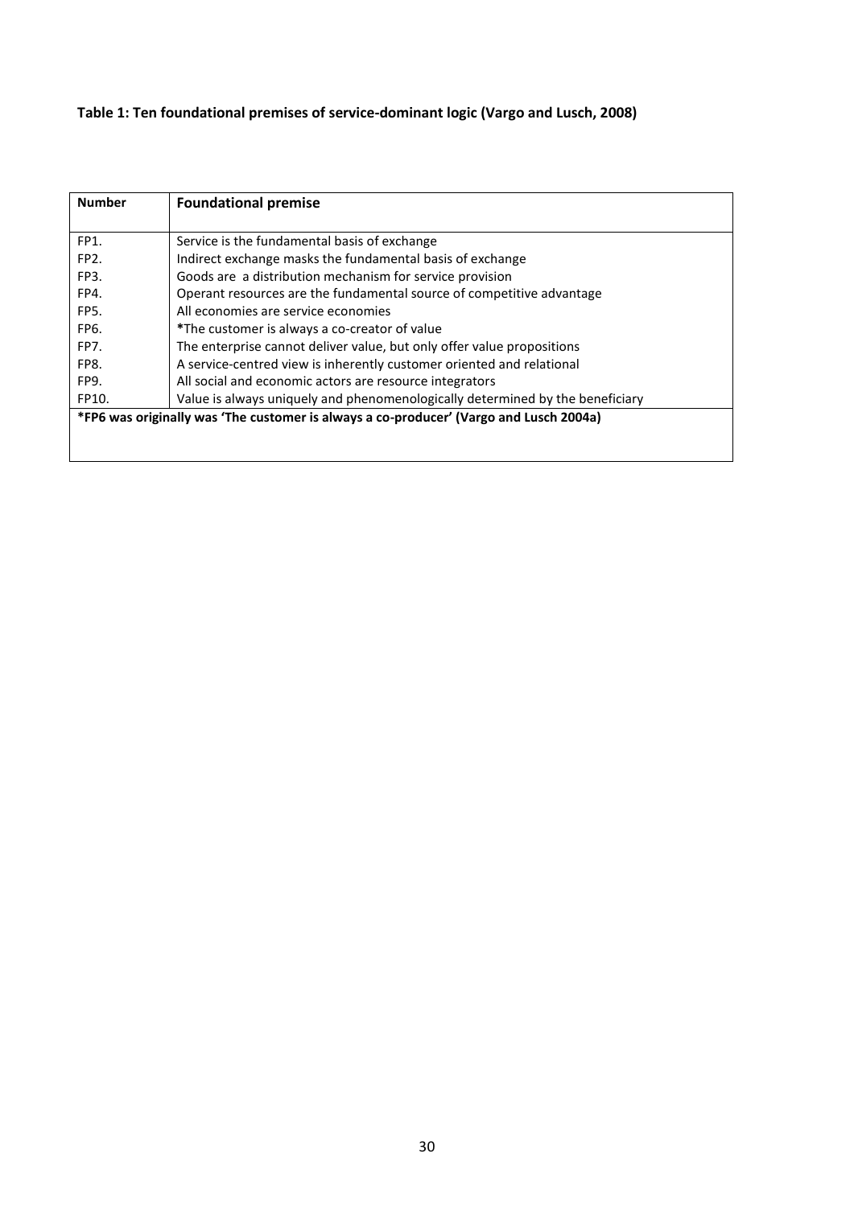**Table 1: Ten foundational premises of service-dominant logic (Vargo and Lusch, 2008)**

| Number | Foundational premise |
|---|---|
| FP1. | Service is the fundamental basis of exchange |
| FP2. | Indirect exchange masks the fundamental basis of exchange |
| FP3. | Goods are a distribution mechanism for service provision |
| FP4. | Operant resources are the fundamental source of competitive advantage |
| FP5. | All economies are service economies |
| FP6. | *The customer is always a co-creator of value |
| FP7. | The enterprise cannot deliver value, but only offer value propositions |
| FP8. | A service-centred view is inherently customer oriented and relational |
| FP9. | All social and economic actors are resource integrators |
| FP10. | Value is always uniquely and phenomenologically determined by the beneficiary |

**\*FP6 was originally was 'The customer is always a co-producer' (Vargo and Lusch 2004a)**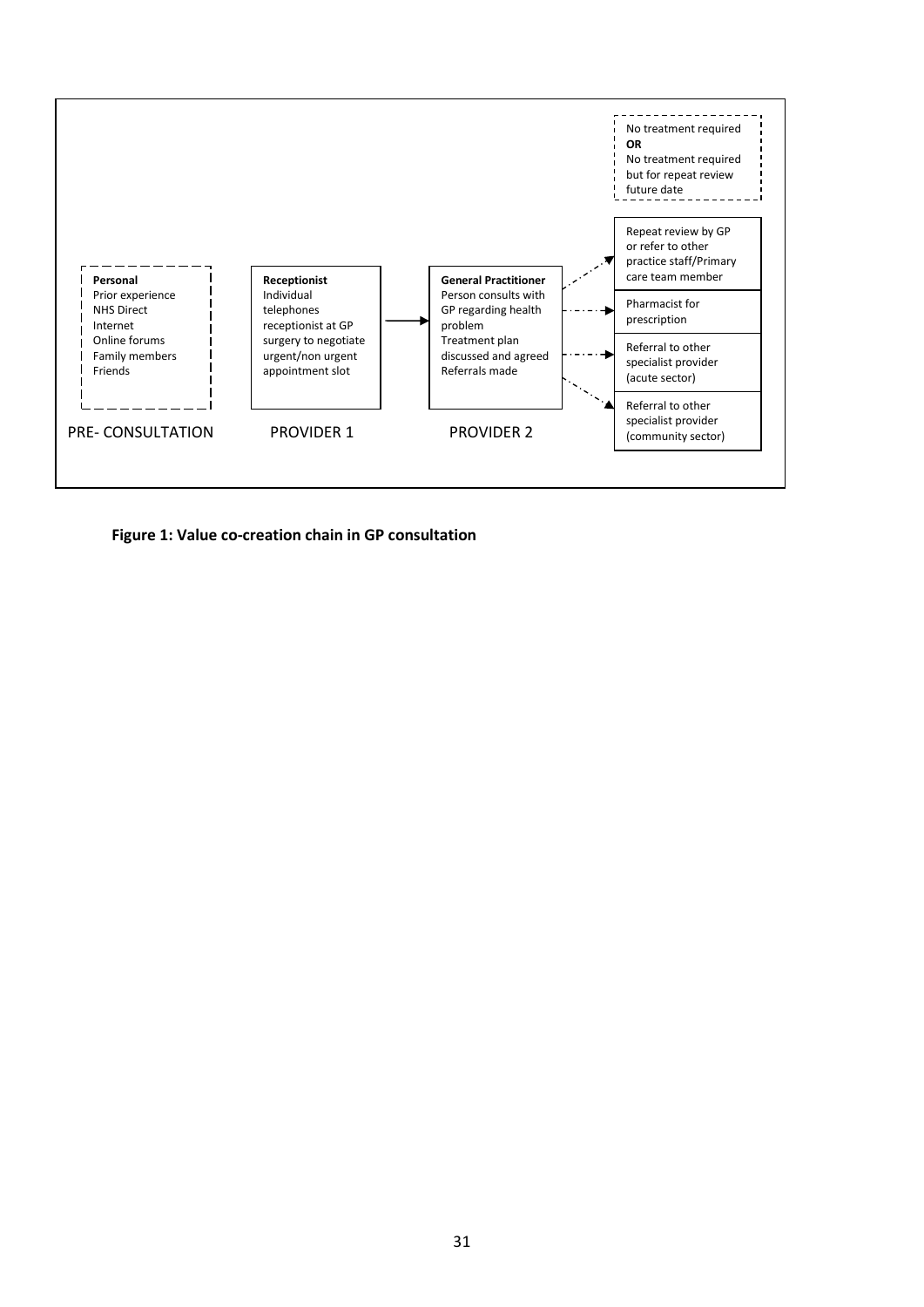Personal
Prior experience
NHS Direct
Internet
Online forums
Family members
Friends

PRE- CONSULTATION

Receptionist
Individual telephones receptionist at GP surgery to negotiate urgent/non urgent appointment slot

PROVIDER 1

General Practitioner
Person consults with GP regarding health problem
Treatment plan discussed and agreed
Referrals made

PROVIDER 2

No treatment required
OR
No treatment required but for repeat review future date

Repeat review by GP or refer to other practice staff/Primary care team member

Pharmacist for prescription

Referral to other specialist provider (acute sector)

Referral to other specialist provider (community sector)

**Figure 1: Value co-creation chain in GP consultation**